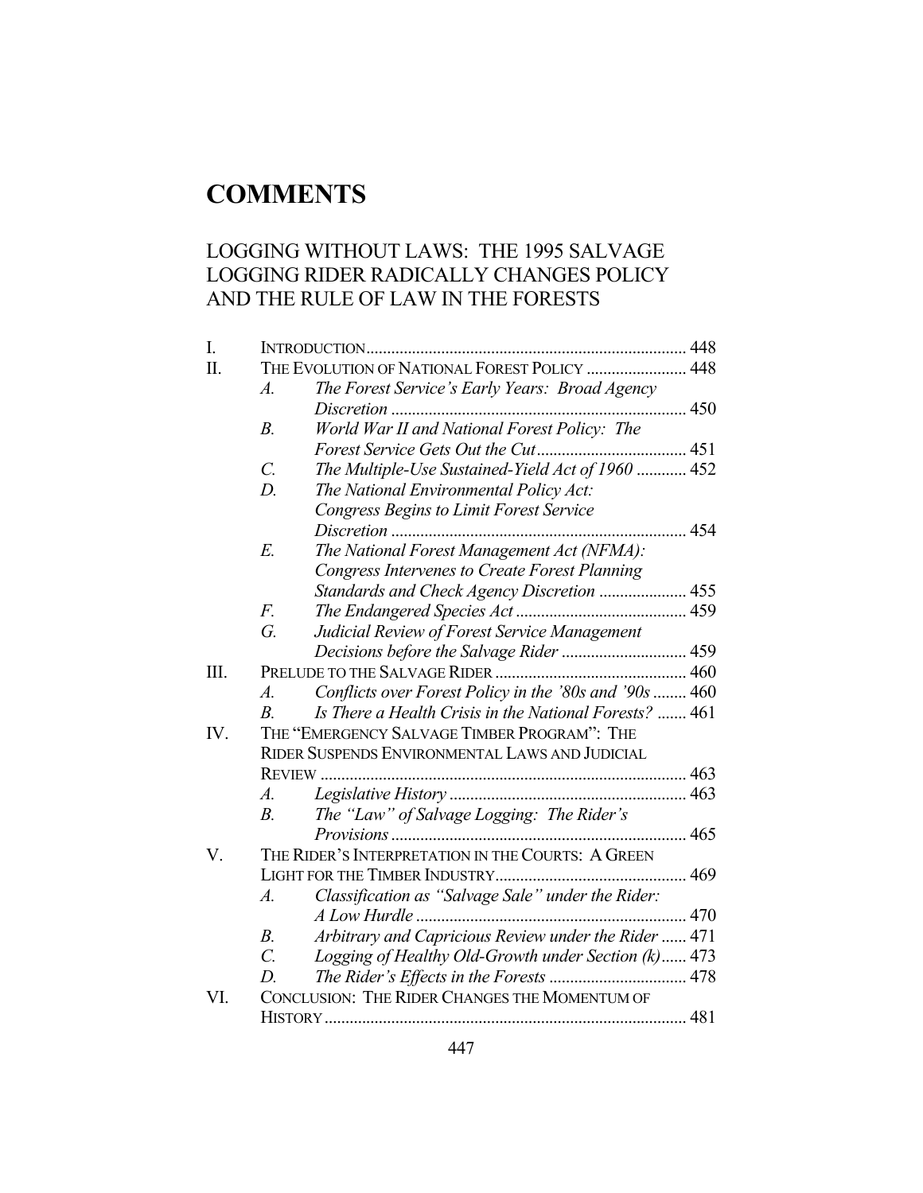# COMMENTS

## LOGGING WITHOUT LAWS: THE 1995 SALVAGE LOGGING RIDER RADICALLY CHANGES POLICY AND THE RULE OF LAW IN THE FORESTS

| | | | |
|---|---|---|---|
| I. | INTRODUCTION | | 448 |
| II. | THE EVOLUTION OF NATIONAL FOREST POLICY | | 448 |
| | *A.* | *The Forest Service's Early Years: Broad Agency Discretion* | 450 |
| | *B.* | *World War II and National Forest Policy: The Forest Service Gets Out the Cut* | 451 |
| | *C.* | *The Multiple-Use Sustained-Yield Act of 1960* | 452 |
| | *D.* | *The National Environmental Policy Act: Congress Begins to Limit Forest Service Discretion* | 454 |
| | *E.* | *The National Forest Management Act (NFMA): Congress Intervenes to Create Forest Planning Standards and Check Agency Discretion* | 455 |
| | *F.* | *The Endangered Species Act* | 459 |
| | *G.* | *Judicial Review of Forest Service Management Decisions before the Salvage Rider* | 459 |
| III. | PRELUDE TO THE SALVAGE RIDER | | 460 |
| | *A.* | *Conflicts over Forest Policy in the '80s and '90s* | 460 |
| | *B.* | *Is There a Health Crisis in the National Forests?* | 461 |
| IV. | THE "EMERGENCY SALVAGE TIMBER PROGRAM": THE RIDER SUSPENDS ENVIRONMENTAL LAWS AND JUDICIAL REVIEW | | 463 |
| | *A.* | *Legislative History* | 463 |
| | *B.* | *The "Law" of Salvage Logging: The Rider's Provisions* | 465 |
| V. | THE RIDER'S INTERPRETATION IN THE COURTS: A GREEN LIGHT FOR THE TIMBER INDUSTRY | | 469 |
| | *A.* | *Classification as "Salvage Sale" under the Rider: A Low Hurdle* | 470 |
| | *B.* | *Arbitrary and Capricious Review under the Rider* | 471 |
| | *C.* | *Logging of Healthy Old-Growth under Section (k)* | 473 |
| | *D.* | *The Rider's Effects in the Forests* | 478 |
| VI. | CONCLUSION: THE RIDER CHANGES THE MOMENTUM OF HISTORY | | 481 |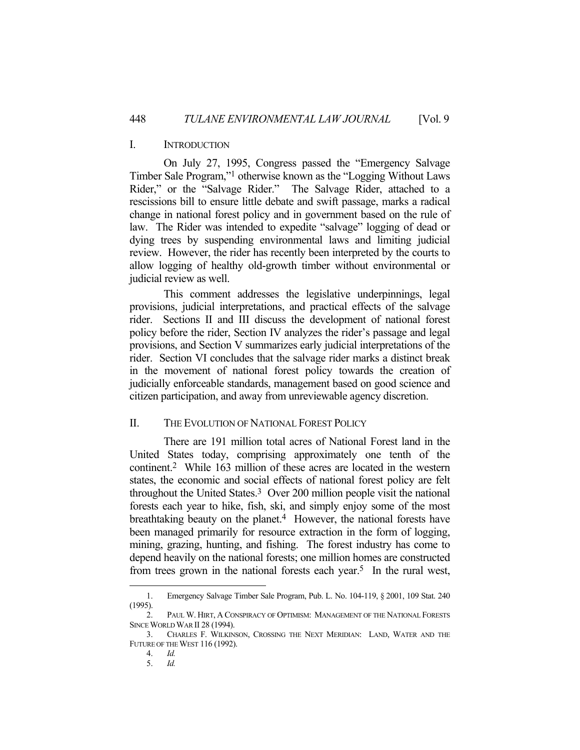## I. Introduction

On July 27, 1995, Congress passed the "Emergency Salvage Timber Sale Program,"[1] otherwise known as the "Logging Without Laws Rider," or the "Salvage Rider." The Salvage Rider, attached to a rescissions bill to ensure little debate and swift passage, marks a radical change in national forest policy and in government based on the rule of law. The Rider was intended to expedite "salvage" logging of dead or dying trees by suspending environmental laws and limiting judicial review. However, the rider has recently been interpreted by the courts to allow logging of healthy old-growth timber without environmental or judicial review as well.

This comment addresses the legislative underpinnings, legal provisions, judicial interpretations, and practical effects of the salvage rider. Sections II and III discuss the development of national forest policy before the rider, Section IV analyzes the rider's passage and legal provisions, and Section V summarizes early judicial interpretations of the rider. Section VI concludes that the salvage rider marks a distinct break in the movement of national forest policy towards the creation of judicially enforceable standards, management based on good science and citizen participation, and away from unreviewable agency discretion.

## II. The Evolution of National Forest Policy

There are 191 million total acres of National Forest land in the United States today, comprising approximately one tenth of the continent.[2] While 163 million of these acres are located in the western states, the economic and social effects of national forest policy are felt throughout the United States.[3] Over 200 million people visit the national forests each year to hike, fish, ski, and simply enjoy some of the most breathtaking beauty on the planet.[4] However, the national forests have been managed primarily for resource extraction in the form of logging, mining, grazing, hunting, and fishing. The forest industry has come to depend heavily on the national forests; one million homes are constructed from trees grown in the national forests each year.[5] In the rural west,

---

1. Emergency Salvage Timber Sale Program, Pub. L. No. 104-119, § 2001, 109 Stat. 240 (1995).
2. Paul W. Hirt, A Conspiracy of Optimism: Management of the National Forests Since World War II 28 (1994).
3. Charles F. Wilkinson, Crossing the Next Meridian: Land, Water and the Future of the West 116 (1992).
4. *Id.*
5. *Id.*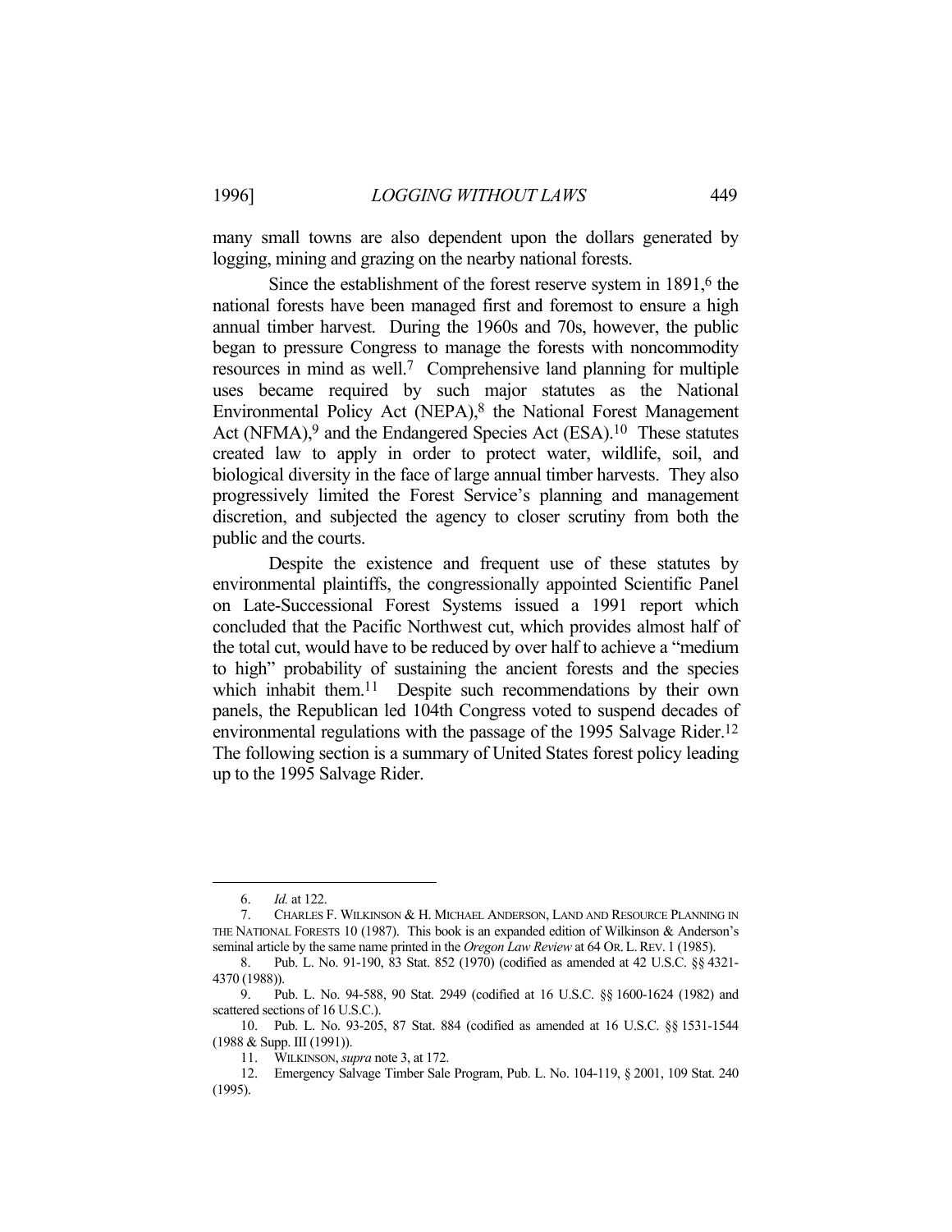many small towns are also dependent upon the dollars generated by logging, mining and grazing on the nearby national forests.

Since the establishment of the forest reserve system in 1891,[6] the national forests have been managed first and foremost to ensure a high annual timber harvest. During the 1960s and 70s, however, the public began to pressure Congress to manage the forests with noncommodity resources in mind as well.[7] Comprehensive land planning for multiple uses became required by such major statutes as the National Environmental Policy Act (NEPA),[8] the National Forest Management Act (NFMA),[9] and the Endangered Species Act (ESA).[10] These statutes created law to apply in order to protect water, wildlife, soil, and biological diversity in the face of large annual timber harvests. They also progressively limited the Forest Service's planning and management discretion, and subjected the agency to closer scrutiny from both the public and the courts.

Despite the existence and frequent use of these statutes by environmental plaintiffs, the congressionally appointed Scientific Panel on Late-Successional Forest Systems issued a 1991 report which concluded that the Pacific Northwest cut, which provides almost half of the total cut, would have to be reduced by over half to achieve a "medium to high" probability of sustaining the ancient forests and the species which inhabit them.[11] Despite such recommendations by their own panels, the Republican led 104th Congress voted to suspend decades of environmental regulations with the passage of the 1995 Salvage Rider.[12] The following section is a summary of United States forest policy leading up to the 1995 Salvage Rider.

---

6. *Id.* at 122.

7. CHARLES F. WILKINSON & H. MICHAEL ANDERSON, LAND AND RESOURCE PLANNING IN THE NATIONAL FORESTS 10 (1987). This book is an expanded edition of Wilkinson & Anderson's seminal article by the same name printed in the *Oregon Law Review* at 64 OR. L. REV. 1 (1985).

8. Pub. L. No. 91-190, 83 Stat. 852 (1970) (codified as amended at 42 U.S.C. §§ 4321-4370 (1988)).

9. Pub. L. No. 94-588, 90 Stat. 2949 (codified at 16 U.S.C. §§ 1600-1624 (1982) and scattered sections of 16 U.S.C.).

10. Pub. L. No. 93-205, 87 Stat. 884 (codified as amended at 16 U.S.C. §§ 1531-1544 (1988 & Supp. III (1991)).

11. WILKINSON, *supra* note 3, at 172.

12. Emergency Salvage Timber Sale Program, Pub. L. No. 104-119, § 2001, 109 Stat. 240 (1995).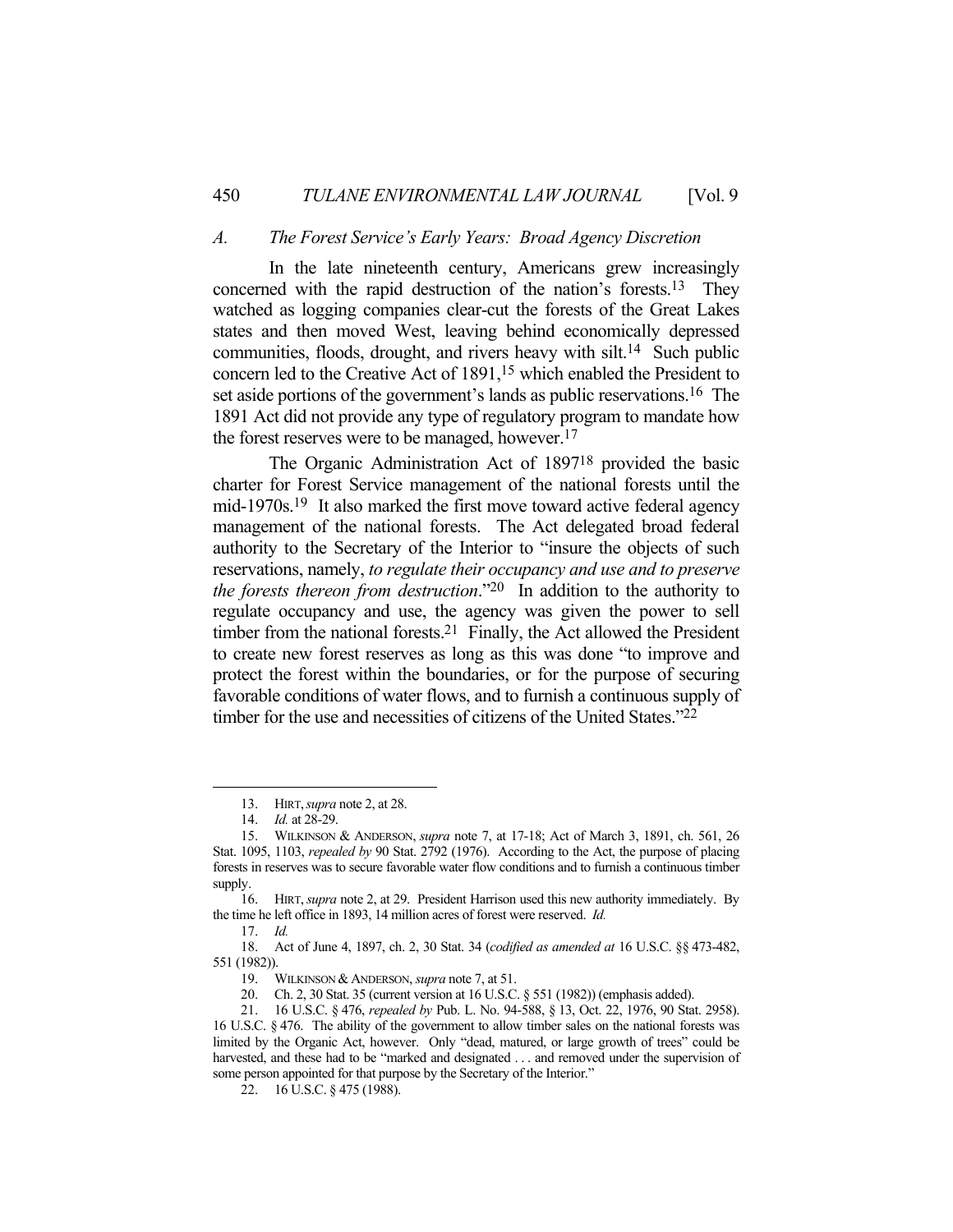### *A. The Forest Service's Early Years: Broad Agency Discretion*

In the late nineteenth century, Americans grew increasingly concerned with the rapid destruction of the nation's forests.[13] They watched as logging companies clear-cut the forests of the Great Lakes states and then moved West, leaving behind economically depressed communities, floods, drought, and rivers heavy with silt.[14] Such public concern led to the Creative Act of 1891,[15] which enabled the President to set aside portions of the government's lands as public reservations.[16] The 1891 Act did not provide any type of regulatory program to mandate how the forest reserves were to be managed, however.[17]

The Organic Administration Act of 1897[18] provided the basic charter for Organic Service management of the national forests until the mid-1970s.[19] It also marked the first move toward active federal agency management of the national forests. The Act delegated broad federal authority to the Secretary of the Interior to "insure the objects of such reservations, namely, *to regulate their occupancy and use and to preserve the forests thereon from destruction*."[20] In addition to the authority to regulate occupancy and use, the agency was given the power to sell timber from the national forests.[21] Finally, the Act allowed the President to create new forest reserves as long as this was done "to improve and protect the forest within the boundaries, or for the purpose of securing favorable conditions of water flows, and to furnish a continuous supply of timber for the use and necessities of citizens of the United States."[22]

---

13. HIRT, *supra* note 2, at 28.

14. *Id.* at 28-29.

15. WILKINSON & ANDERSON, *supra* note 7, at 17-18; Act of March 3, 1891, ch. 561, 26 Stat. 1095, 1103, *repealed by* 90 Stat. 2792 (1976). According to the Act, the purpose of placing forests in reserves was to secure favorable water flow conditions and to furnish a continuous timber supply.

16. HIRT, *supra* note 2, at 29. President Harrison used this new authority immediately. By the time he left office in 1893, 14 million acres of forest were reserved. *Id.*

17. *Id.*

18. Act of June 4, 1897, ch. 2, 30 Stat. 34 (*codified as amended at* 16 U.S.C. §§ 473-482, 551 (1982)).

19. WILKINSON & ANDERSON, *supra* note 7, at 51.

20. Ch. 2, 30 Stat. 35 (current version at 16 U.S.C. § 551 (1982)) (emphasis added).

21. 16 U.S.C. § 476, *repealed by* Pub. L. No. 94-588, § 13, Oct. 22, 1976, 90 Stat. 2958). 16 U.S.C. § 476. The ability of the government to allow timber sales on the national forests was limited by the Organic Act, however. Only "dead, matured, or large growth of trees" could be harvested, and these had to be "marked and designated . . . and removed under the supervision of some person appointed for that purpose by the Secretary of the Interior."

22. 16 U.S.C. § 475 (1988).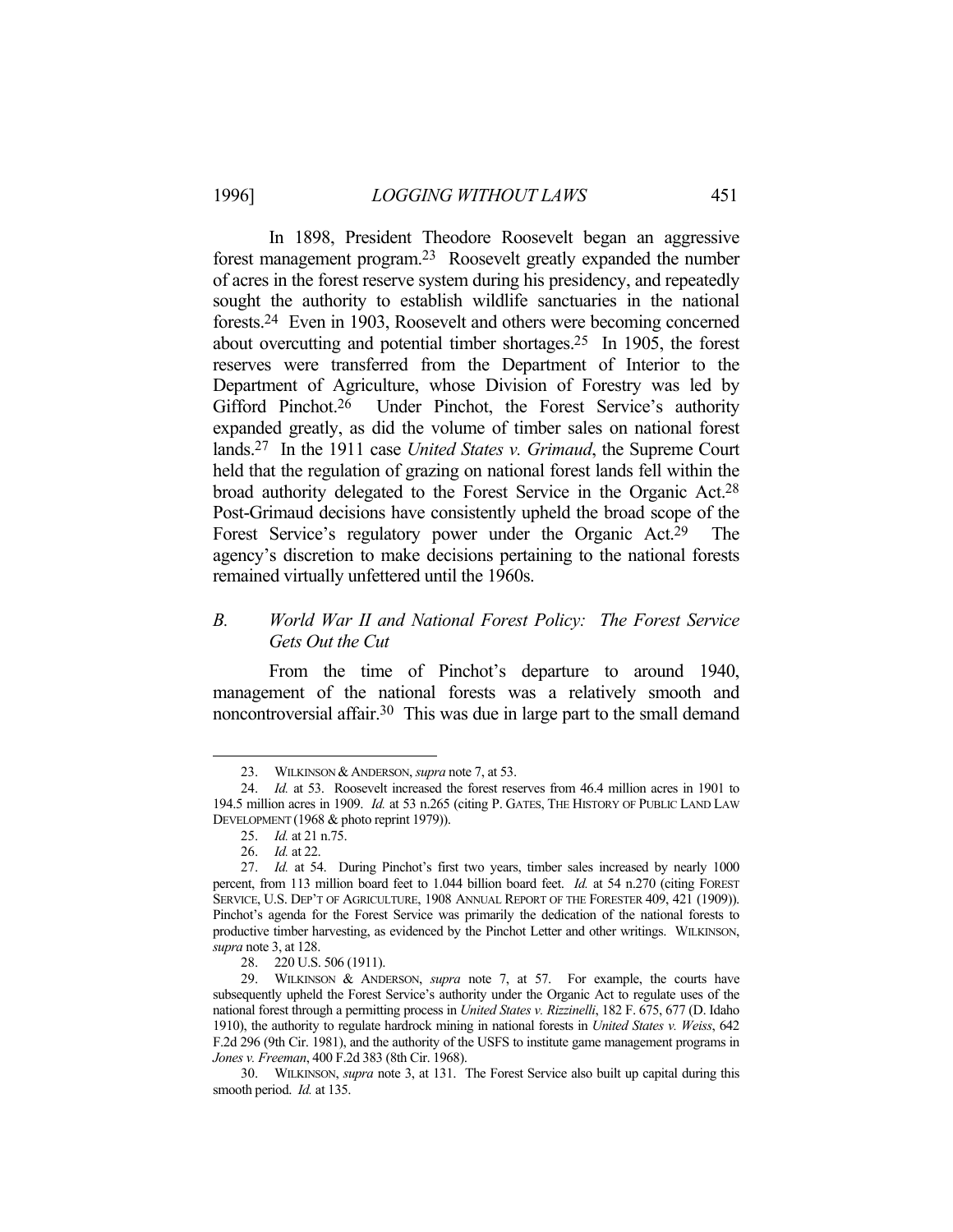In 1898, President Theodore Roosevelt began an aggressive forest management program.[23] Roosevelt greatly expanded the number of acres in the forest reserve system during his presidency, and repeatedly sought the authority to establish wildlife sanctuaries in the national forests.[24] Even in 1903, Roosevelt and others were becoming concerned about overcutting and potential timber shortages.[25] In 1905, the forest reserves were transferred from the Department of Interior to the Department of Agriculture, whose Division of Forestry was led by Gifford Pinchot.[26] Under Pinchot, the Forest Service's authority expanded greatly, as did the volume of timber sales on national forest lands.[27] In the 1911 case *United States v. Grimaud*, the Supreme Court held that the regulation of grazing on national forest lands fell within the broad authority delegated to the Forest Service in the Organic Act.[28] Post-Grimaud decisions have consistently upheld the broad scope of the Forest Service's regulatory power under the Organic Act.[29] The agency's discretion to make decisions pertaining to the national forests remained virtually unfettered until the 1960s.

### *B. World War II and National Forest Policy: The Forest Service Gets Out the Cut*

From the time of Pinchot's departure to around 1940, management of the national forests was a relatively smooth and noncontroversial affair.[30] This was due in large part to the small demand

---

23. WILKINSON & ANDERSON, *supra* note 7, at 53.

24. *Id.* at 53. Roosevelt increased the forest reserves from 46.4 million acres in 1901 to 194.5 million acres in 1909. *Id.* at 53 n.265 (citing P. GATES, THE HISTORY OF PUBLIC LAND LAW DEVELOPMENT (1968 & photo reprint 1979)).

25. *Id.* at 21 n.75.

26. *Id.* at 22.

27. *Id.* at 54. During Pinchot's first two years, timber sales increased by nearly 1000 percent, from 113 million board feet to 1.044 billion board feet. *Id.* at 54 n.270 (citing FOREST SERVICE, U.S. DEP'T OF AGRICULTURE, 1908 ANNUAL REPORT OF THE FORESTER 409, 421 (1909)). Pinchot's agenda for the Forest Service was primarily the dedication of the national forests to productive timber harvesting, as evidenced by the Pinchot Letter and other writings. WILKINSON, *supra* note 3, at 128.

28. 220 U.S. 506 (1911).

29. WILKINSON & ANDERSON, *supra* note 7, at 57. For example, the courts have subsequently upheld the Forest Service's authority under the Organic Act to regulate uses of the national forest through a permitting process in *United States v. Rizzinelli*, 182 F. 675, 677 (D. Idaho 1910), the authority to regulate hardrock mining in national forests in *United States v. Weiss*, 642 F.2d 296 (9th Cir. 1981), and the authority of the USFS to institute game management programs in *Jones v. Freeman*, 400 F.2d 383 (8th Cir. 1968).

30. WILKINSON, *supra* note 3, at 131. The Forest Service also built up capital during this smooth period. *Id.* at 135.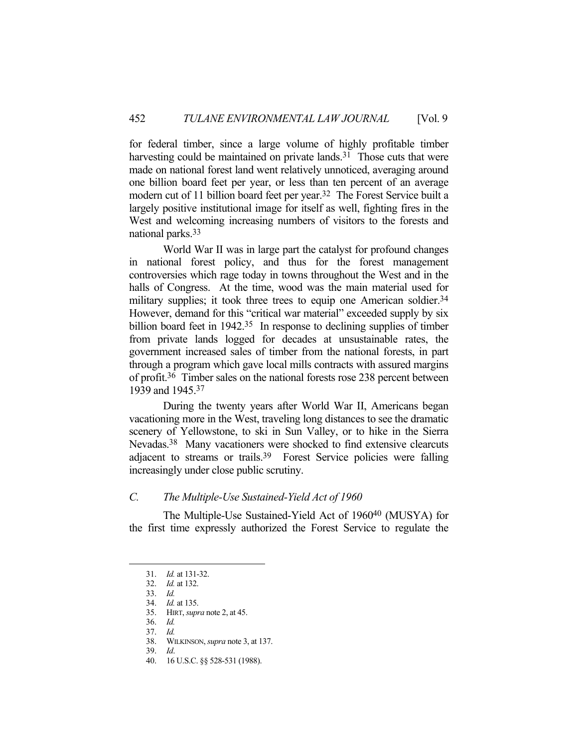for federal timber, since a large volume of highly profitable timber harvesting could be maintained on private lands.[31] Those cuts that were made on national forest land went relatively unnoticed, averaging around one billion board feet per year, or less than ten percent of an average modern cut of 11 billion board feet per year.[32] The Forest Service built a largely positive institutional image for itself as well, fighting fires in the West and welcoming increasing numbers of visitors to the forests and national parks.[33]

World War II was in large part the catalyst for profound changes in national forest policy, and thus for the forest management controversies which rage today in towns throughout the West and in the halls of Congress. At the time, wood was the main material used for military supplies; it took three trees to equip one American soldier.[34] However, demand for this "critical war material" exceeded supply by six billion board feet in 1942.[35] In response to declining supplies of timber from private lands logged for decades at unsustainable rates, the government increased sales of timber from the national forests, in part through a program which gave local mills contracts with assured margins of profit.[36] Timber sales on the national forests rose 238 percent between 1939 and 1945.[37]

During the twenty years after World War II, Americans began vacationing more in the West, traveling long distances to see the dramatic scenery of Yellowstone, to ski in Sun Valley, or to hike in the Sierra Nevadas.[38] Many vacationers were shocked to find extensive clearcuts adjacent to streams or trails.[39] Forest Service policies were falling increasingly under close public scrutiny.

### *C. The Multiple-Use Sustained-Yield Act of 1960*

The Multiple-Use Sustained-Yield Act of 1960[40] (MUSYA) for the first time expressly authorized the Forest Service to regulate the

---

31. *Id.* at 131-32.
32. *Id.* at 132.
33. *Id.*
34. *Id.* at 135.
35. HIRT, *supra* note 2, at 45.
36. *Id.*
37. *Id.*
38. WILKINSON, *supra* note 3, at 137.
39. *Id*.
40. 16 U.S.C. §§ 528-531 (1988).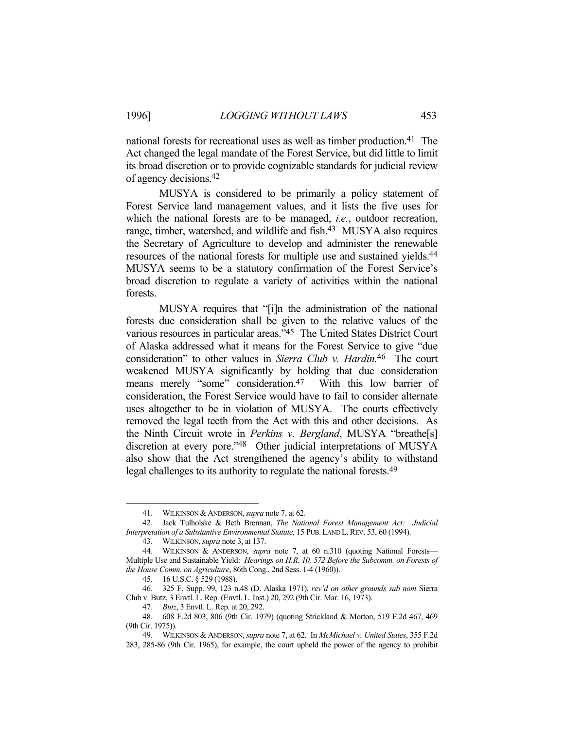national forests for recreational uses as well as timber production.[41] The Act changed the legal mandate of the Forest Service, but did little to limit its broad discretion or to provide cognizable standards for judicial review of agency decisions.[42]

MUSYA is considered to be primarily a policy statement of Forest Service land management values, and it lists the five uses for which the national forests are to be managed, *i.e.*, outdoor recreation, range, timber, watershed, and wildlife and fish.[43] MUSYA also requires the Secretary of Agriculture to develop and administer the renewable resources of the national forests for multiple use and sustained yields.[44] MUSYA seems to be a statutory confirmation of the Forest Service's broad discretion to regulate a variety of activities within the national forests.

MUSYA requires that "[i]n the administration of the national forests due consideration shall be given to the relative values of the various resources in particular areas."[45] The United States District Court of Alaska addressed what it means for the Forest Service to give "due consideration" to other values in *Sierra Club v. Hardin*.[46] The court weakened MUSYA significantly by holding that due consideration means merely "some" consideration.[47] With this low barrier of consideration, the Forest Service would have to fail to consider alternate uses altogether to be in violation of MUSYA. The courts effectively removed the legal teeth from the Act with this and other decisions. As the Ninth Circuit wrote in *Perkins v. Bergland*, MUSYA "breathe[s] discretion at every pore."[48] Other judicial interpretations of MUSYA also show that the Act strengthened the agency's ability to withstand legal challenges to its authority to regulate the national forests.[49]

---

41. WILKINSON & ANDERSON, *supra* note 7, at 62.

42. Jack Tulholske & Beth Brennan, *The National Forest Management Act: Judicial Interpretation of a Substantive Environmental Statute*, 15 PUB. LAND L. REV. 53, 60 (1994).

43. WILKINSON, *supra* note 3, at 137.

44. WILKINSON & ANDERSON, *supra* note 7, at 60 n.310 (quoting National Forests—Multiple Use and Sustainable Yield: *Hearings on H.R. 10, 572 Before the Subcomm. on Forests of the House Comm. on Agriculture*, 86th Cong., 2nd Sess. 1-4 (1960)).

45. 16 U.S.C. § 529 (1988).

46. 325 F. Supp. 99, 123 n.48 (D. Alaska 1971), *rev'd on other grounds sub nom* Sierra Club v. Butz, 3 Envtl. L. Rep. (Envtl. L. Inst.) 20, 292 (9th Cir. Mar. 16, 1973).

47. *Butz*, 3 Envtl. L. Rep. at 20, 292.

48. 608 F.2d 803, 806 (9th Cir. 1979) (quoting Strickland & Morton, 519 F.2d 467, 469 (9th Cir. 1975)).

49. WILKINSON & ANDERSON, *supra* note 7, at 62. In *McMichael v. United States*, 355 F.2d 283, 285-86 (9th Cir. 1965), for example, the court upheld the power of the agency to prohibit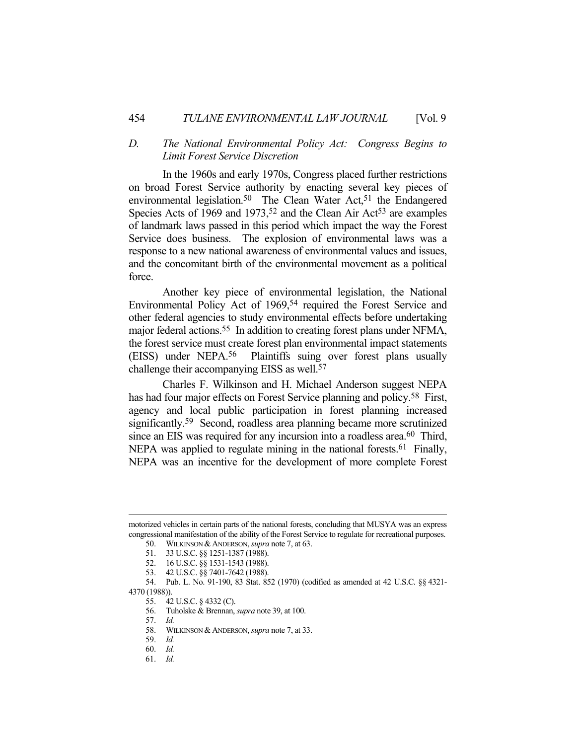### *D. The National Environmental Policy Act: Congress Begins to Limit Forest Service Discretion*

In the 1960s and early 1970s, Congress placed further restrictions on broad Forest Service authority by enacting several key pieces of environmental legislation.[50] The Clean Water Act,[51] the Endangered Species Acts of 1969 and 1973,[52] and the Clean Air Act[53] are examples of landmark laws passed in this period which impact the way the Forest Service does business. The explosion of environmental laws was a response to a new national awareness of environmental values and issues, and the concomitant birth of the environmental movement as a political force.

Another key piece of environmental legislation, the National Environmental Policy Act of 1969,[54] required the Forest Service and other federal agencies to study environmental effects before undertaking major federal actions.[55] In addition to creating forest plans under NFMA, the forest service must create forest plan environmental impact statements (EISS) under NEPA.[56] Plaintiffs suing over forest plans usually challenge their accompanying EISS as well.[57]

Charles F. Wilkinson and H. Michael Anderson suggest NEPA has had four major effects on Forest Service planning and policy.[58] First, agency and local public participation in forest planning increased significantly.[59] Second, roadless area planning became more scrutinized since an EIS was required for any incursion into a roadless area.[60] Third, NEPA was applied to regulate mining in the national forests.[61] Finally, NEPA was an incentive for the development of more complete Forest

---

motorized vehicles in certain parts of the national forests, concluding that MUSYA was an express congressional manifestation of the ability of the Forest Service to regulate for recreational purposes.

50. WILKINSON & ANDERSON, *supra* note 7, at 63.

51. 33 U.S.C. §§ 1251-1387 (1988).

52. 16 U.S.C. §§ 1531-1543 (1988).

53. 42 U.S.C. §§ 7401-7642 (1988).

54. Pub. L. No. 91-190, 83 Stat. 852 (1970) (codified as amended at 42 U.S.C. §§ 4321-4370 (1988)).

55. 42 U.S.C. § 4332 (C).

56. Tuholske & Brennan, *supra* note 39, at 100.

57. *Id.*

58. WILKINSON & ANDERSON, *supra* note 7, at 33.

59. *Id.*

60. *Id.*

61. *Id.*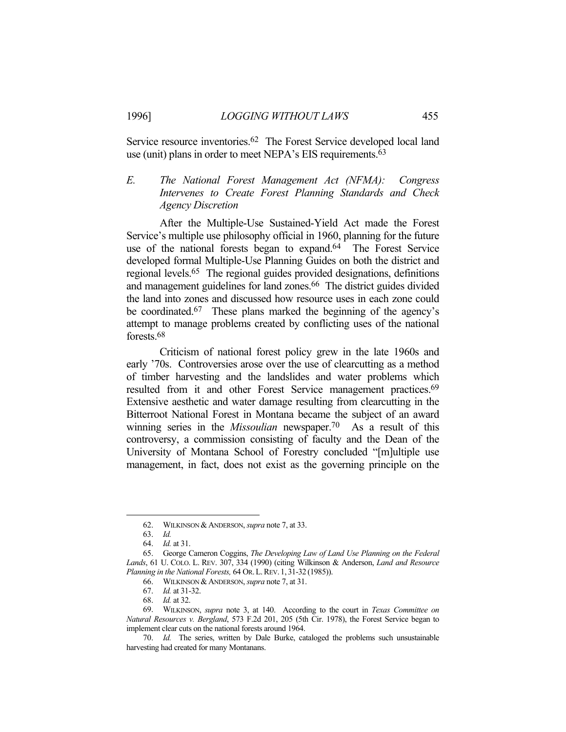Service resource inventories.[62] The Forest Service developed local land use (unit) plans in order to meet NEPA's EIS requirements.[63]

### E. *The National Forest Management Act (NFMA): Congress Intervenes to Create Forest Planning Standards and Check Agency Discretion*

After the Multiple-Use Sustained-Yield Act made the Forest Service's multiple use philosophy official in 1960, planning for the future use of the national forests began to expand.[64] The Forest Service developed formal Multiple-Use Planning Guides on both the district and regional levels.[65] The regional guides provided designations, definitions and management guidelines for land zones.[66] The district guides divided the land into zones and discussed how resource uses in each zone could be coordinated.[67] These plans marked the beginning of the agency's attempt to manage problems created by conflicting uses of the national forests.[68]

Criticism of national forest policy grew in the late 1960s and early '70s. Controversies arose over the use of clearcutting as a method of timber harvesting and the landslides and water problems which resulted from it and other Forest Service management practices.[69] Extensive aesthetic and water damage resulting from clearcutting in the Bitterroot National Forest in Montana became the subject of an award winning series in the *Missoulian* newspaper.[70] As a result of this controversy, a commission consisting of faculty and the Dean of the University of Montana School of Forestry concluded "[m]ultiple use management, in fact, does not exist as the governing principle on the

---

62. WILKINSON & ANDERSON, *supra* note 7, at 33.

63. *Id.*

64. *Id.* at 31.

65. George Cameron Coggins, *The Developing Law of Land Use Planning on the Federal Lands*, 61 U. COLO. L. REV. 307, 334 (1990) (citing Wilkinson & Anderson, *Land and Resource Planning in the National Forests,* 64 OR. L. REV. 1, 31-32 (1985)).

66. WILKINSON & ANDERSON, *supra* note 7, at 31.

67. *Id.* at 31-32.

68. *Id.* at 32.

69. WILKINSON, *supra* note 3, at 140. According to the court in *Texas Committee on Natural Resources v. Bergland*, 573 F.2d 201, 205 (5th Cir. 1978), the Forest Service began to implement clear cuts on the national forests around 1964.

70. *Id.* The series, written by Dale Burke, cataloged the problems such unsustainable harvesting had created for many Montanans.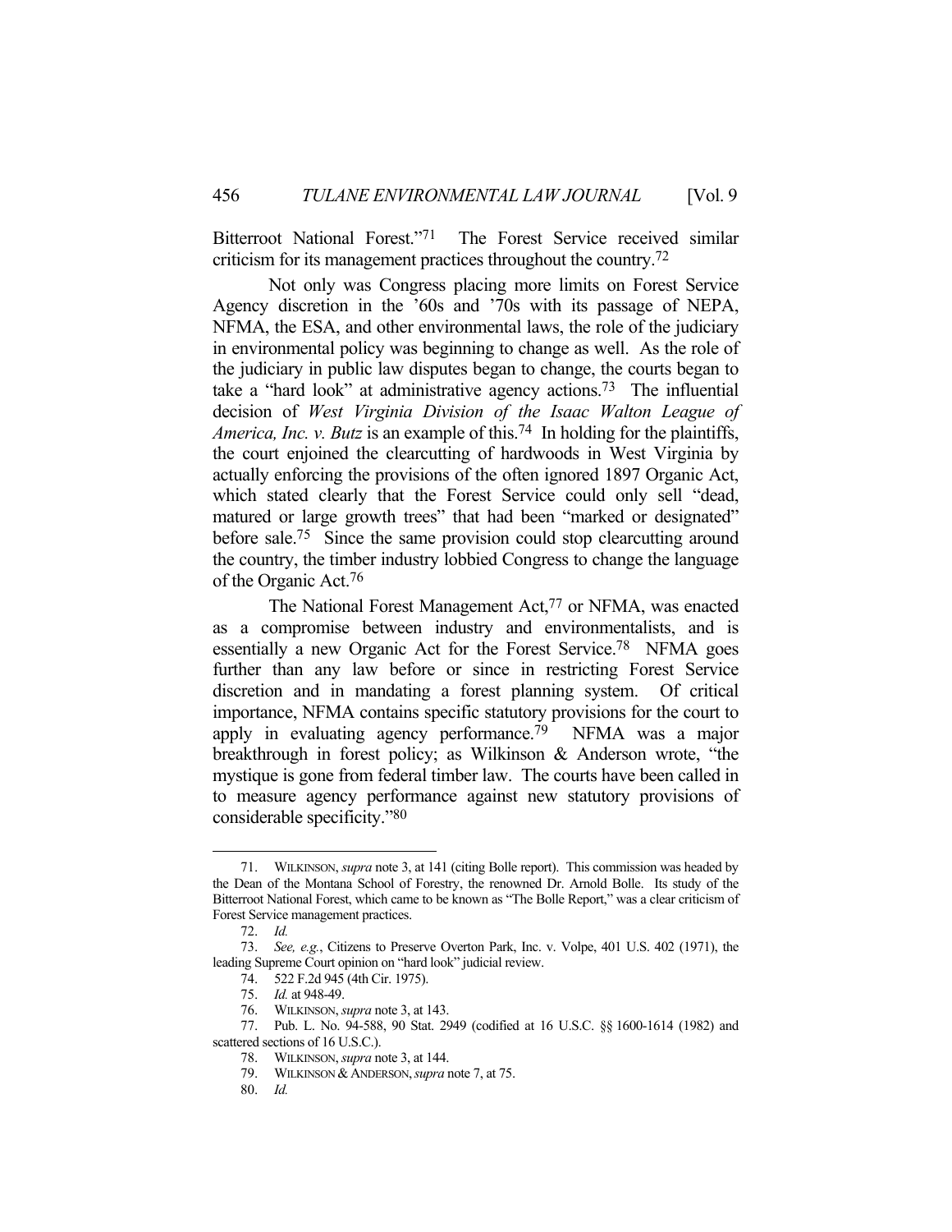Bitterroot National Forest."[71] The Forest Service received similar criticism for its management practices throughout the country.[72]

Not only was Congress placing more limits on Forest Service Agency discretion in the '60s and '70s with its passage of NEPA, NFMA, the ESA, and other environmental laws, the role of the judiciary in environmental policy was beginning to change as well. As the role of the judiciary in public law disputes began to change, the courts began to take a "hard look" at administrative agency actions.[73] The influential decision of *West Virginia Division of the Isaac Walton League of America, Inc. v. Butz* is an example of this.[74] In holding for the plaintiffs, the court enjoined the clearcutting of hardwoods in West Virginia by actually enforcing the provisions of the often ignored 1897 Organic Act, which stated clearly that the Forest Service could only sell "dead, matured or large growth trees" that had been "marked or designated" before sale.[75] Since the same provision could stop clearcutting around the country, the timber industry lobbied Congress to change the language of the Organic Act.[76]

The National Forest Management Act,[77] or NFMA, was enacted as a compromise between industry and environmentalists, and is essentially a new Organic Act for the Forest Service.[78] NFMA goes further than any law before or since in restricting Forest Service discretion and in mandating a forest planning system. Of critical importance, NFMA contains specific statutory provisions for the court to apply in evaluating agency performance.[79] NFMA was a major breakthrough in forest policy; as Wilkinson & Anderson wrote, "the mystique is gone from federal timber law. The courts have been called in to measure agency performance against new statutory provisions of considerable specificity."[80]

---

71. WILKINSON, *supra* note 3, at 141 (citing Bolle report). This commission was headed by the Dean of the Montana School of Forestry, the renowned Dr. Arnold Bolle. Its study of the Bitterroot National Forest, which came to be known as "The Bolle Report," was a clear criticism of Forest Service management practices.

72. *Id.*

73. *See, e.g.*, Citizens to Preserve Overton Park, Inc. v. Volpe, 401 U.S. 402 (1971), the leading Supreme Court opinion on "hard look" judicial review.

74. 522 F.2d 945 (4th Cir. 1975).

75. *Id.* at 948-49.

76. WILKINSON, *supra* note 3, at 143.

77. Pub. L. No. 94-588, 90 Stat. 2949 (codified at 16 U.S.C. §§ 1600-1614 (1982) and scattered sections of 16 U.S.C.).

78. WILKINSON, *supra* note 3, at 144.

79. WILKINSON & ANDERSON, *supra* note 7, at 75.

80. *Id.*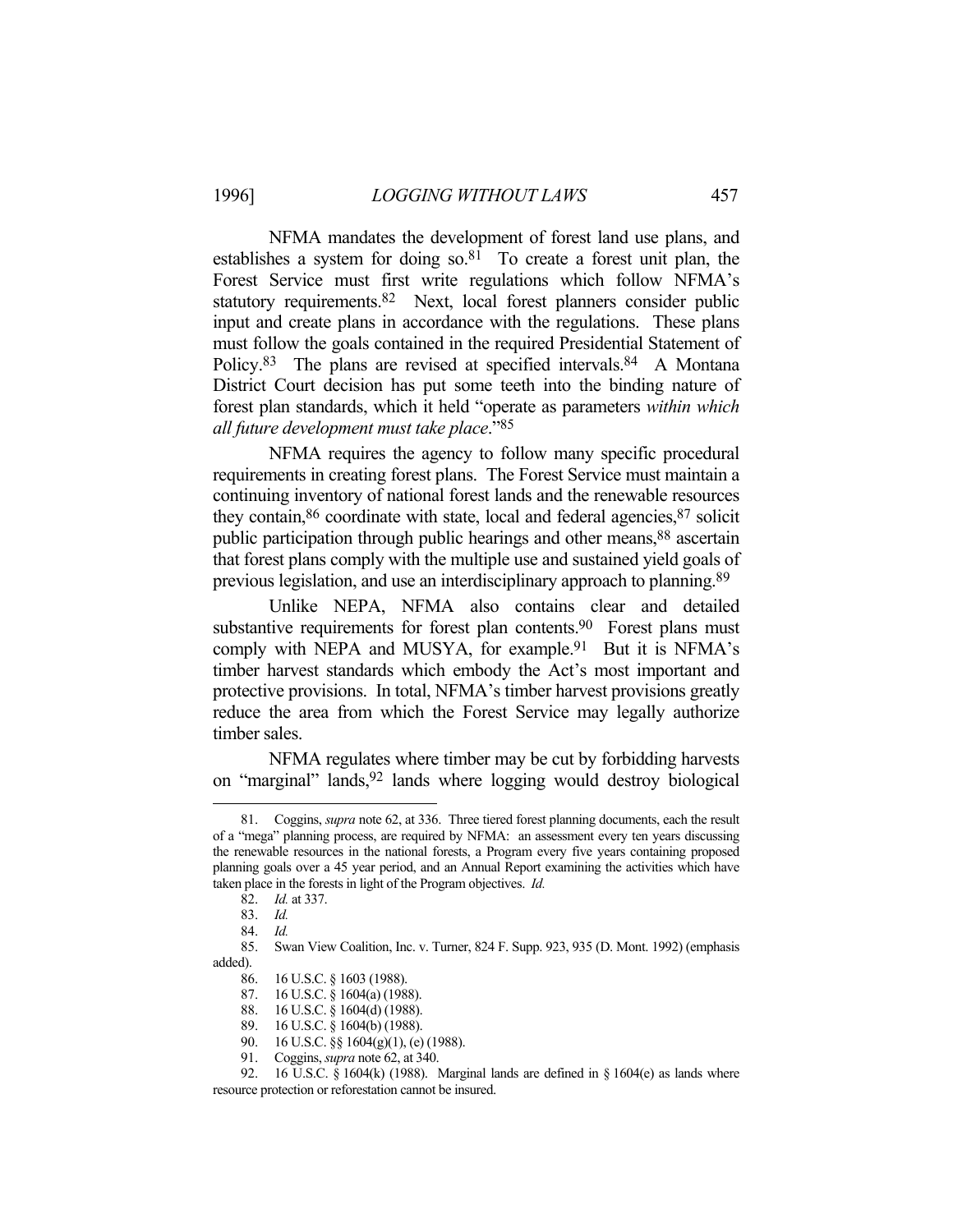NFMA mandates the development of forest land use plans, and establishes a system for doing so.[81] To create a forest unit plan, the Forest Service must first write regulations which follow NFMA's statutory requirements.[82] Next, local forest planners consider public input and create plans in accordance with the regulations. These plans must follow the goals contained in the required Presidential Statement of Policy.[83] The plans are revised at specified intervals.[84] A Montana District Court decision has put some teeth into the binding nature of forest plan standards, which it held "operate as parameters *within which all future development must take place*."[85]

NFMA requires the agency to follow many specific procedural requirements in creating forest plans. The Forest Service must maintain a continuing inventory of national forest lands and the renewable resources they contain,[86] coordinate with state, local and federal agencies,[87] solicit public participation through public hearings and other means,[88] ascertain that forest plans comply with the multiple use and sustained yield goals of previous legislation, and use an interdisciplinary approach to planning.[89]

Unlike NEPA, NFMA also contains clear and detailed substantive requirements for forest plan contents.[90] Forest plans must comply with NEPA and MUSYA, for example.[91] But it is NFMA's timber harvest standards which embody the Act's most important and protective provisions. In total, NFMA's timber harvest provisions greatly reduce the area from which the Forest Service may legally authorize timber sales.

NFMA regulates where timber may be cut by forbidding harvests on "marginal" lands,[92] lands where logging would destroy biological

---

81. Coggins, *supra* note 62, at 336. Three tiered forest planning documents, each the result of a "mega" planning process, are required by NFMA: an assessment every ten years discussing the renewable resources in the national forests, a Program every five years containing proposed planning goals over a 45 year period, and an Annual Report examining the activities which have taken place in the forests in light of the Program objectives. *Id.*

82. *Id.* at 337.

83. *Id.*

84. *Id.*

85. Swan View Coalition, Inc. v. Turner, 824 F. Supp. 923, 935 (D. Mont. 1992) (emphasis added).

86. 16 U.S.C. § 1603 (1988).

87. 16 U.S.C. § 1604(a) (1988).

88. 16 U.S.C. § 1604(d) (1988).

89. 16 U.S.C. § 1604(b) (1988).

90. 16 U.S.C. §§ 1604(g)(1), (e) (1988).

91. Coggins, *supra* note 62, at 340.

92. 16 U.S.C. § 1604(k) (1988). Marginal lands are defined in § 1604(e) as lands where resource protection or reforestation cannot be insured.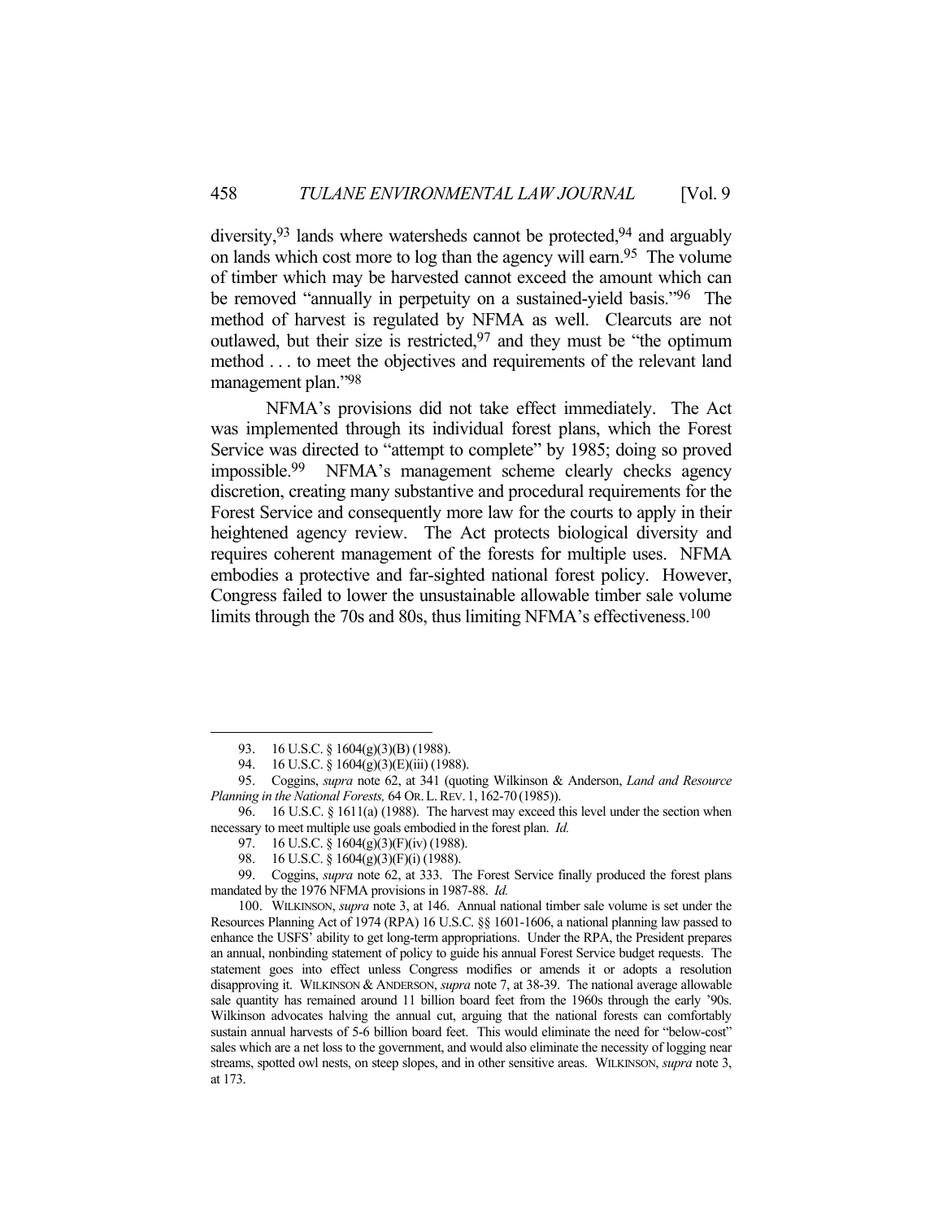diversity,[93] lands where watersheds cannot be protected,[94] and arguably on lands which cost more to log than the agency will earn.[95] The volume of timber which may be harvested cannot exceed the amount which can be removed "annually in perpetuity on a sustained-yield basis."[96] The method of harvest is regulated by NFMA as well. Clearcuts are not outlawed, but their size is restricted,[97] and they must be "the optimum method . . . to meet the objectives and requirements of the relevant land management plan."[98]

NFMA's provisions did not take effect immediately. The Act was implemented through its individual forest plans, which the Forest Service was directed to "attempt to complete" by 1985; doing so proved impossible.[99] NFMA's management scheme clearly checks agency discretion, creating many substantive and procedural requirements for the Forest Service and consequently more law for the courts to apply in their heightened agency review. The Act protects biological diversity and requires coherent management of the forests for multiple uses. NFMA embodies a protective and far-sighted national forest policy. However, Congress failed to lower the unsustainable allowable timber sale volume limits through the 70s and 80s, thus limiting NFMA's effectiveness.[100]

---

93. 16 U.S.C. § 1604(g)(3)(B) (1988).

94. 16 U.S.C. § 1604(g)(3)(E)(iii) (1988).

95. Coggins, *supra* note 62, at 341 (quoting Wilkinson & Anderson, *Land and Resource Planning in the National Forests,* 64 OR. L. REV. 1, 162-70 (1985)).

96. 16 U.S.C. § 1611(a) (1988). The harvest may exceed this level under the section when necessary to meet multiple use goals embodied in the forest plan. *Id.*

97. 16 U.S.C. § 1604(g)(3)(F)(iv) (1988).

98. 16 U.S.C. § 1604(g)(3)(F)(i) (1988).

99. Coggins, *supra* note 62, at 333. The Forest Service finally produced the forest plans mandated by the 1976 NFMA provisions in 1987-88. *Id.*

100. WILKINSON, *supra* note 3, at 146. Annual national timber sale volume is set under the Resources Planning Act of 1974 (RPA) 16 U.S.C. §§ 1601-1606, a national planning law passed to enhance the USFS' ability to get long-term appropriations. Under the RPA, the President prepares an annual, nonbinding statement of policy to guide his annual Forest Service budget requests. The statement goes into effect unless Congress modifies or amends it or adopts a resolution disapproving it. WILKINSON & ANDERSON, *supra* note 7, at 38-39. The national average allowable sale quantity has remained around 11 billion board feet from the 1960s through the early '90s. Wilkinson advocates halving the annual cut, arguing that the national forests can comfortably sustain annual harvests of 5-6 billion board feet. This would eliminate the need for "below-cost" sales which are a net loss to the government, and would also eliminate the necessity of logging near streams, spotted owl nests, on steep slopes, and in other sensitive areas. WILKINSON, *supra* note 3, at 173.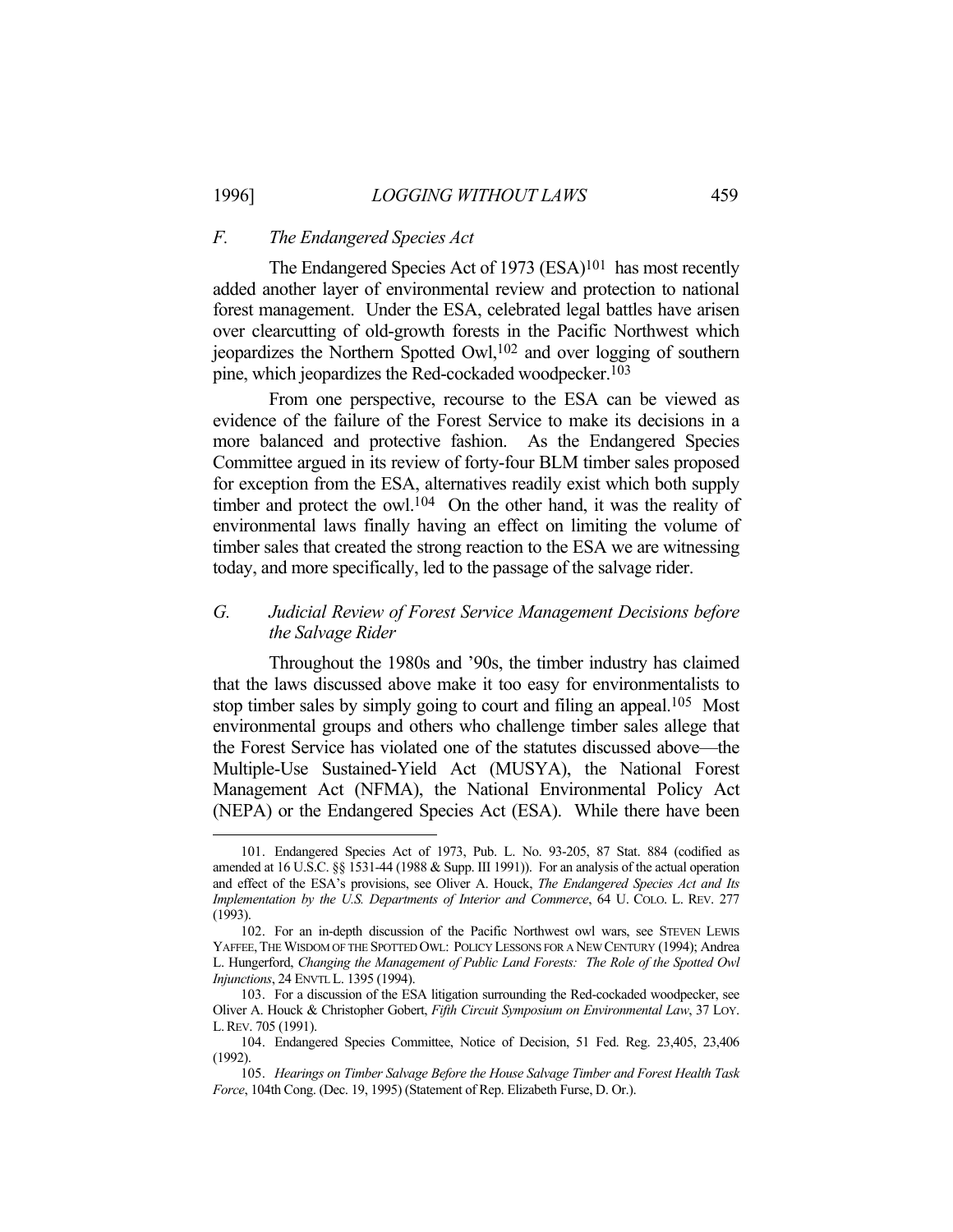### *F. The Endangered Species Act*

The Endangered Species Act of 1973 (ESA)[101] has most recently added another layer of environmental review and protection to national forest management. Under the ESA, celebrated legal battles have arisen over clearcutting of old-growth forests in the Pacific Northwest which jeopardizes the Northern Spotted Owl,[102] and over logging of southern pine, which jeopardizes the Red-cockaded woodpecker.[103]

From one perspective, recourse to the ESA can be viewed as evidence of the failure of the Forest Service to make its decisions in a more balanced and protective fashion. As the Endangered Species Committee argued in its review of forty-four BLM timber sales proposed for exception from the ESA, alternatives readily exist which both supply timber and protect the owl.[104] On the other hand, it was the reality of environmental laws finally having an effect on limiting the volume of timber sales that created the strong reaction to the ESA we are witnessing today, and more specifically, led to the passage of the salvage rider.

### *G. Judicial Review of Forest Service Management Decisions before the Salvage Rider*

Throughout the 1980s and '90s, the timber industry has claimed that the laws discussed above make it too easy for environmentalists to stop timber sales by simply going to court and filing an appeal.[105] Most environmental groups and others who challenge timber sales allege that the Forest Service has violated one of the statutes discussed above—the Multiple-Use Sustained-Yield Act (MUSYA), the National Forest Management Act (NFMA), the National Environmental Policy Act (NEPA) or the Endangered Species Act (ESA). While there have been

---

101. Endangered Species Act of 1973, Pub. L. No. 93-205, 87 Stat. 884 (codified as amended at 16 U.S.C. §§ 1531-44 (1988 & Supp. III 1991)). For an analysis of the actual operation and effect of the ESA's provisions, see Oliver A. Houck, *The Endangered Species Act and Its Implementation by the U.S. Departments of Interior and Commerce*, 64 U. COLO. L. REV. 277 (1993).

102. For an in-depth discussion of the Pacific Northwest owl wars, see STEVEN LEWIS YAFFEE, THE WISDOM OF THE SPOTTED OWL: POLICY LESSONS FOR A NEW CENTURY (1994); Andrea L. Hungerford, *Changing the Management of Public Land Forests: The Role of the Spotted Owl Injunctions*, 24 ENVTL L. 1395 (1994).

103. For a discussion of the ESA litigation surrounding the Red-cockaded woodpecker, see Oliver A. Houck & Christopher Gobert, *Fifth Circuit Symposium on Environmental Law*, 37 LOY. L. REV. 705 (1991).

104. Endangered Species Committee, Notice of Decision, 51 Fed. Reg. 23,405, 23,406 (1992).

105. *Hearings on Timber Salvage Before the House Salvage Timber and Forest Health Task Force*, 104th Cong. (Dec. 19, 1995) (Statement of Rep. Elizabeth Furse, D. Or.).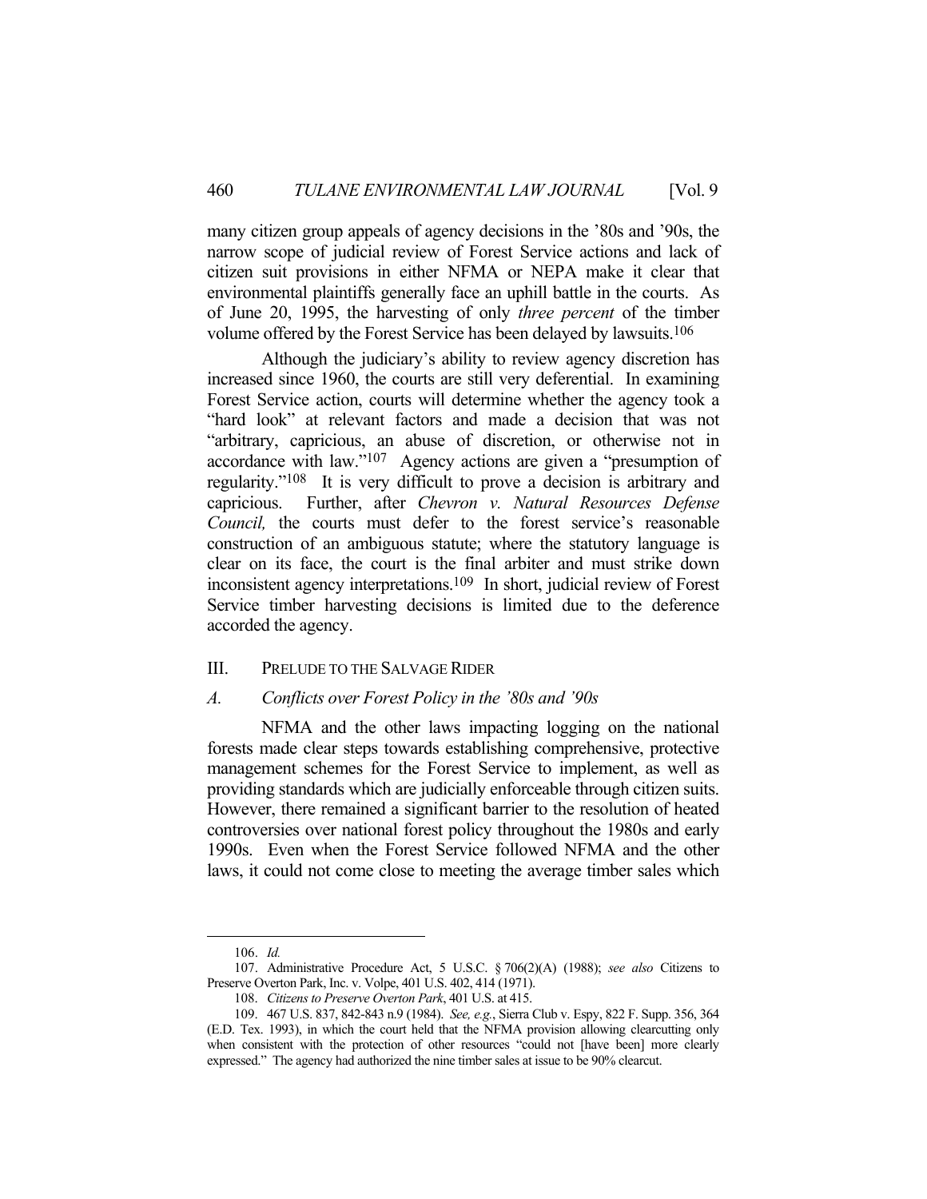many citizen group appeals of agency decisions in the '80s and '90s, the narrow scope of judicial review of Forest Service actions and lack of citizen suit provisions in either NFMA or NEPA make it clear that environmental plaintiffs generally face an uphill battle in the courts. As of June 20, 1995, the harvesting of only *three percent* of the timber volume offered by the Forest Service has been delayed by lawsuits.[106]

Although the judiciary's ability to review agency discretion has increased since 1960, the courts are still very deferential. In examining Forest Service action, courts will determine whether the agency took a "hard look" at relevant factors and made a decision that was not "arbitrary, capricious, an abuse of discretion, or otherwise not in accordance with law."[107] Agency actions are given a "presumption of regularity."[108] It is very difficult to prove a decision is arbitrary and capricious. Further, after *Chevron v. Natural Resources Defense Council,* the courts must defer to the forest service's reasonable construction of an ambiguous statute; where the statutory language is clear on its face, the court is the final arbiter and must strike down inconsistent agency interpretations.[109] In short, judicial review of Forest Service timber harvesting decisions is limited due to the deference accorded the agency.

## III. PRELUDE TO THE SALVAGE RIDER

### *A. Conflicts over Forest Policy in the '80s and '90s*

NFMA and the other laws impacting logging on the national forests made clear steps towards establishing comprehensive, protective management schemes for the Forest Service to implement, as well as providing standards which are judicially enforceable through citizen suits. However, there remained a significant barrier to the resolution of heated controversies over national forest policy throughout the 1980s and early 1990s. Even when the Forest Service followed NFMA and the other laws, it could not come close to meeting the average timber sales which

---

106. *Id.*

107. Administrative Procedure Act, 5 U.S.C. § 706(2)(A) (1988); *see also* Citizens to Preserve Overton Park, Inc. v. Volpe, 401 U.S. 402, 414 (1971).

108. *Citizens to Preserve Overton Park*, 401 U.S. at 415.

109. 467 U.S. 837, 842-843 n.9 (1984). *See, e.g.*, Sierra Club v. Espy, 822 F. Supp. 356, 364 (E.D. Tex. 1993), in which the court held that the NFMA provision allowing clearcutting only when consistent with the protection of other resources "could not [have been] more clearly expressed." The agency had authorized the nine timber sales at issue to be 90% clearcut.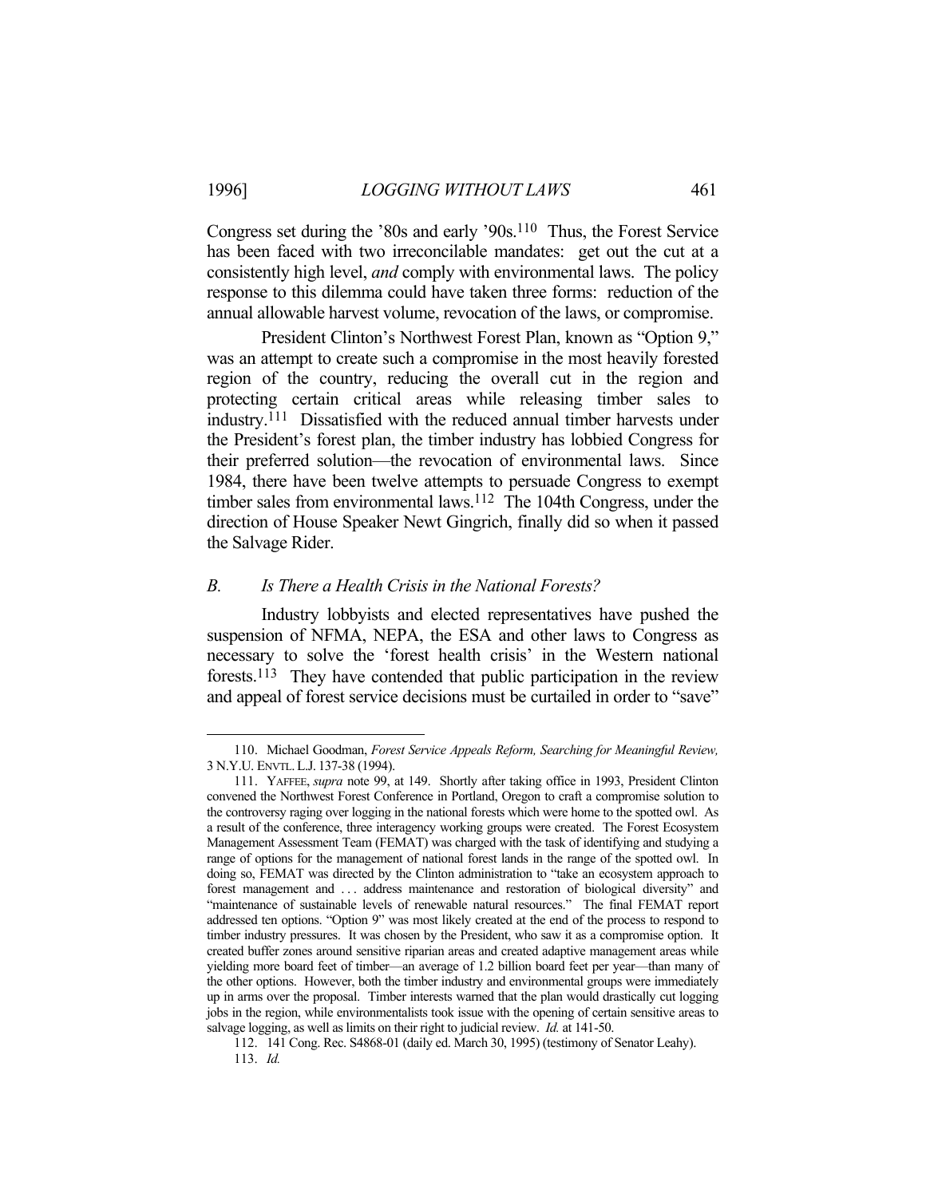Congress set during the '80s and early '90s.[110] Thus, the Forest Service has been faced with two irreconcilable mandates: get out the cut at a consistently high level, *and* comply with environmental laws. The policy response to this dilemma could have taken three forms: reduction of the annual allowable harvest volume, revocation of the laws, or compromise.

President Clinton's Northwest Forest Plan, known as "Option 9," was an attempt to create such a compromise in the most heavily forested region of the country, reducing the overall cut in the region and protecting certain critical areas while releasing timber sales to industry.[111] Dissatisfied with the reduced annual timber harvests under the President's forest plan, the timber industry has lobbied Congress for their preferred solution—the revocation of environmental laws. Since 1984, there have been twelve attempts to persuade Congress to exempt timber sales from environmental laws.[112] The 104th Congress, under the direction of House Speaker Newt Gingrich, finally did so when it passed the Salvage Rider.

### *B. Is There a Health Crisis in the National Forests?*

Industry lobbyists and elected representatives have pushed the suspension of NFMA, NEPA, the ESA and other laws to Congress as necessary to solve the 'forest health crisis' in the Western national forests.[113] They have contended that public participation in the review and appeal of forest service decisions must be curtailed in order to "save"

---

110. Michael Goodman, *Forest Service Appeals Reform, Searching for Meaningful Review,* 3 N.Y.U. ENVTL. L.J. 137-38 (1994).

111. YAFFEE, *supra* note 99, at 149. Shortly after taking office in 1993, President Clinton convened the Northwest Forest Conference in Portland, Oregon to craft a compromise solution to the controversy raging over logging in the national forests which were home to the spotted owl. As a result of the conference, three interagency working groups were created. The Forest Ecosystem Management Assessment Team (FEMAT) was charged with the task of identifying and studying a range of options for the management of national forest lands in the range of the spotted owl. In doing so, FEMAT was directed by the Clinton administration to "take an ecosystem approach to forest management and . . . address maintenance and restoration of biological diversity" and "maintenance of sustainable levels of renewable natural resources." The final FEMAT report addressed ten options. "Option 9" was most likely created at the end of the process to respond to timber industry pressures. It was chosen by the President, who saw it as a compromise option. It created buffer zones around sensitive riparian areas and created adaptive management areas while yielding more board feet of timber—an average of 1.2 billion board feet per year—than many of the other options. However, both the timber industry and environmental groups were immediately up in arms over the proposal. Timber interests warned that the plan would drastically cut logging jobs in the region, while environmentalists took issue with the opening of certain sensitive areas to salvage logging, as well as limits on their right to judicial review. *Id.* at 141-50.

112. 141 Cong. Rec. S4868-01 (daily ed. March 30, 1995) (testimony of Senator Leahy).

113. *Id.*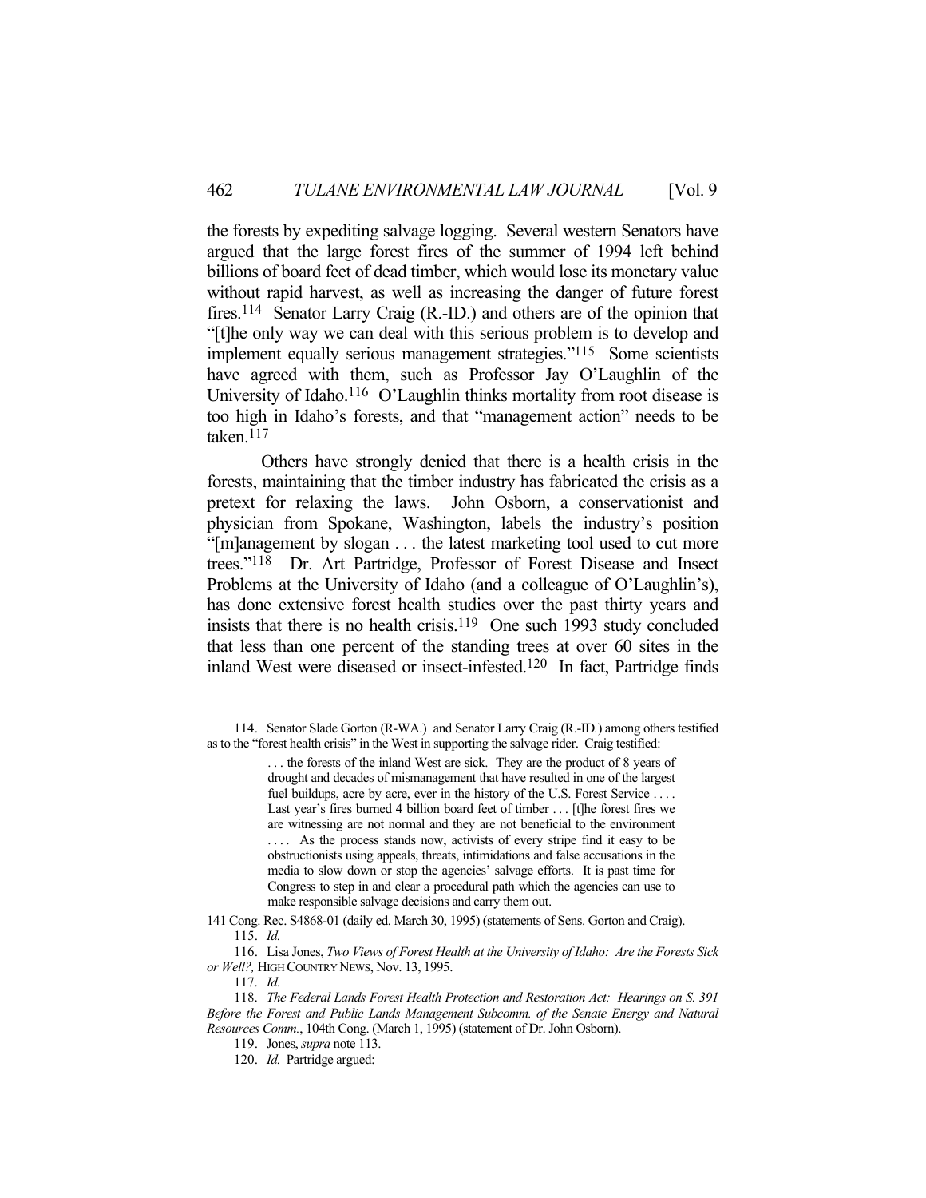the forests by expediting salvage logging. Several western Senators have argued that the large forest fires of the summer of 1994 left behind billions of board feet of dead timber, which would lose its monetary value without rapid harvest, as well as increasing the danger of future forest fires.[114] Senator Larry Craig (R.-ID.) and others are of the opinion that "[t]he only way we can deal with this serious problem is to develop and implement equally serious management strategies."[115] Some scientists have agreed with them, such as Professor Jay O'Laughlin of the University of Idaho.[116] O'Laughlin thinks mortality from root disease is too high in Idaho's forests, and that "management action" needs to be taken.[117]

Others have strongly denied that there is a health crisis in the forests, maintaining that the timber industry has fabricated the crisis as a pretext for relaxing the laws. John Osborn, a conservationist and physician from Spokane, Washington, labels the industry's position "[m]anagement by slogan . . . the latest marketing tool used to cut more trees."[118] Dr. Art Partridge, Professor of Forest Disease and Insect Problems at the University of Idaho (and a colleague of O'Laughlin's), has done extensive forest health studies over the past thirty years and insists that there is no health crisis.[119] One such 1993 study concluded that less than one percent of the standing trees at over 60 sites in the inland West were diseased or insect-infested.[120] In fact, Partridge finds

---

114. Senator Slade Gorton (R-WA.) and Senator Larry Craig (R.-ID.) among others testified as to the "forest health crisis" in the West in supporting the salvage rider. Craig testified:

> . . . the forests of the inland West are sick. They are the product of 8 years of drought and decades of mismanagement that have resulted in one of the largest fuel buildups, acre by acre, ever in the history of the U.S. Forest Service . . . . Last year's fires burned 4 billion board feet of timber . . . [t]he forest fires we are witnessing are not normal and they are not beneficial to the environment . . . . As the process stands now, activists of every stripe find it easy to be obstructionists using appeals, threats, intimidations and false accusations in the media to slow down or stop the agencies' salvage efforts. It is past time for Congress to step in and clear a procedural path which the agencies can use to make responsible salvage decisions and carry them out.

141 Cong. Rec. S4868-01 (daily ed. March 30, 1995) (statements of Sens. Gorton and Craig).

115. *Id.*

116. Lisa Jones, *Two Views of Forest Health at the University of Idaho: Are the Forests Sick or Well?,* HIGH COUNTRY NEWS, Nov. 13, 1995.

117. *Id.*

118. *The Federal Lands Forest Health Protection and Restoration Act: Hearings on S. 391 Before the Forest and Public Lands Management Subcomm. of the Senate Energy and Natural Resources Comm.*, 104th Cong. (March 1, 1995) (statement of Dr. John Osborn).

119. Jones, *supra* note 113.

120. *Id.* Partridge argued: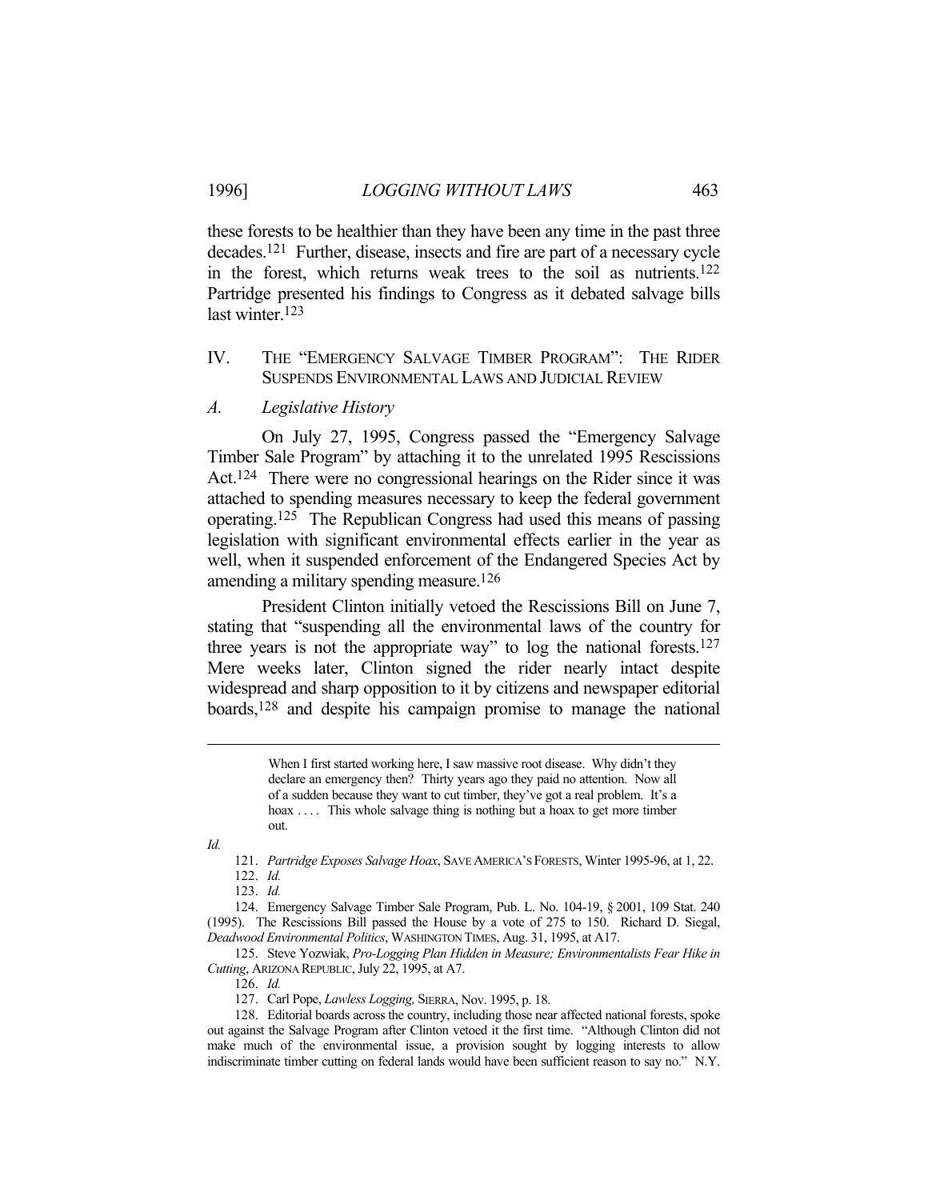these forests to be healthier than they have been any time in the past three decades.[121] Further, disease, insects and fire are part of a necessary cycle in the forest, which returns weak trees to the soil as nutrients.[122] Partridge presented his findings to Congress as it debated salvage bills last winter.[123]

## IV. THE "EMERGENCY SALVAGE TIMBER PROGRAM": THE RIDER SUSPENDS ENVIRONMENTAL LAWS AND JUDICIAL REVIEW

### *A. Legislative History*

On July 27, 1995, Congress passed the "Emergency Salvage Timber Sale Program" by attaching it to the unrelated 1995 Rescissions Act.[124] There were no congressional hearings on the Rider since it was attached to spending measures necessary to keep the federal government operating.[125] The Republican Congress had used this means of passing legislation with significant environmental effects earlier in the year as well, when it suspended enforcement of the Endangered Species Act by amending a military spending measure.[126]

President Clinton initially vetoed the Rescissions Bill on June 7, stating that "suspending all the environmental laws of the country for three years is not the appropriate way" to log the national forests.[127] Mere weeks later, Clinton signed the rider nearly intact despite widespread and sharp opposition to it by citizens and newspaper editorial boards,[128] and despite his campaign promise to manage the national

---

> When I first started working here, I saw massive root disease. Why didn't they declare an emergency then? Thirty years ago they paid no attention. Now all of a sudden because they want to cut timber, they've got a real problem. It's a hoax . . . . This whole salvage thing is nothing but a hoax to get more timber out.

*Id.*

121. *Partridge Exposes Salvage Hoax*, SAVE AMERICA'S FORESTS, Winter 1995-96, at 1, 22.

122. *Id.*

123. *Id.*

124. Emergency Salvage Timber Sale Program, Pub. L. No. 104-19, § 2001, 109 Stat. 240 (1995). The Rescissions Bill passed the House by a vote of 275 to 150. Richard D. Siegal, *Deadwood Environmental Politics*, WASHINGTON TIMES, Aug. 31, 1995, at A17.

125. Steve Yozwiak, *Pro-Logging Plan Hidden in Measure; Environmentalists Fear Hike in Cutting*, ARIZONA REPUBLIC, July 22, 1995, at A7.

126. *Id.*

127. Carl Pope, *Lawless Logging,* SIERRA, Nov. 1995, p. 18.

128. Editorial boards across the country, including those near affected national forests, spoke out against the Salvage Program after Clinton vetoed it the first time. "Although Clinton did not make much of the environmental issue, a provision sought by logging interests to allow indiscriminate timber cutting on federal lands would have been sufficient reason to say no." N.Y.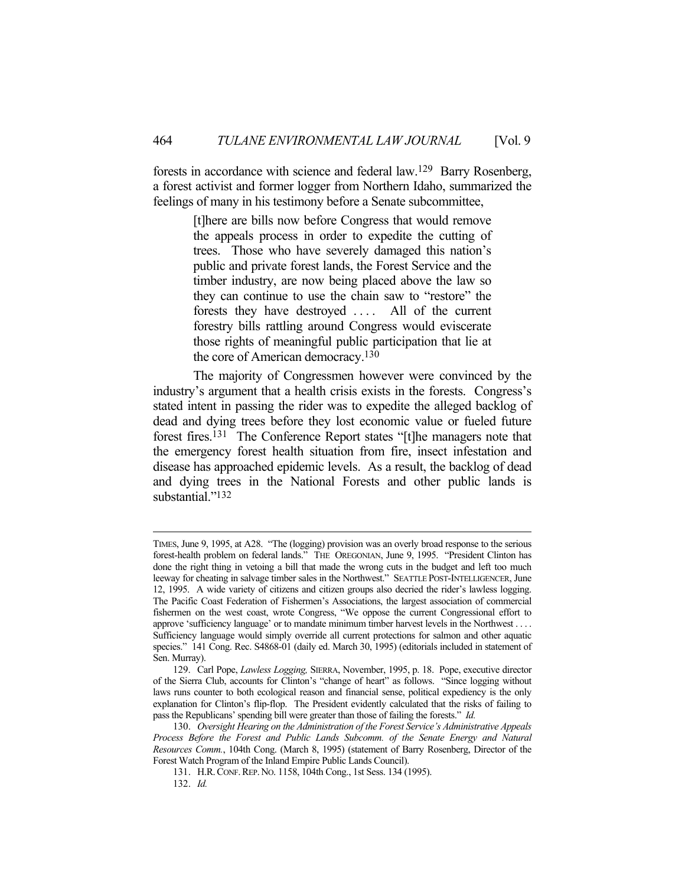forests in accordance with science and federal law.[129] Barry Rosenberg, a forest activist and former logger from Northern Idaho, summarized the feelings of many in his testimony before a Senate subcommittee,

> [t]here are bills now before Congress that would remove the appeals process in order to expedite the cutting of trees. Those who have severely damaged this nation's public and private forest lands, the Forest Service and the timber industry, are now being placed above the law so they can continue to use the chain saw to "restore" the forests they have destroyed . . . . All of the current forestry bills rattling around Congress would eviscerate those rights of meaningful public participation that lie at the core of American democracy.[130]

The majority of Congressmen however were convinced by the industry's argument that a health crisis exists in the forests. Congress's stated intent in passing the rider was to expedite the alleged backlog of dead and dying trees before they lost economic value or fueled future forest fires.[131] The Conference Report states "[t]he managers note that the emergency forest health situation from fire, insect infestation and disease has approached epidemic levels. As a result, the backlog of dead and dying trees in the National Forests and other public lands is substantial."[132]

---

TIMES, June 9, 1995, at A28. "The (logging) provision was an overly broad response to the serious forest-health problem on federal lands." THE OREGONIAN, June 9, 1995. "President Clinton has done the right thing in vetoing a bill that made the wrong cuts in the budget and left too much leeway for cheating in salvage timber sales in the Northwest." SEATTLE POST-INTELLIGENCER, June 12, 1995. A wide variety of citizens and citizen groups also decried the rider's lawless logging. The Pacific Coast Federation of Fishermen's Associations, the largest association of commercial fishermen on the west coast, wrote Congress, "We oppose the current Congressional effort to approve 'sufficiency language' or to mandate minimum timber harvest levels in the Northwest . . . . Sufficiency language would simply override all current protections for salmon and other aquatic species." 141 Cong. Rec. S4868-01 (daily ed. March 30, 1995) (editorials included in statement of Sen. Murray).

129. Carl Pope, *Lawless Logging,* SIERRA, November, 1995, p. 18. Pope, executive director of the Sierra Club, accounts for Clinton's "change of heart" as follows. "Since logging without laws runs counter to both ecological reason and financial sense, political expediency is the only explanation for Clinton's flip-flop. The President evidently calculated that the risks of failing to pass the Republicans' spending bill were greater than those of failing the forests." *Id.*

130. *Oversight Hearing on the Administration of the Forest Service's Administrative Appeals Process Before the Forest and Public Lands Subcomm. of the Senate Energy and Natural Resources Comm.*, 104th Cong. (March 8, 1995) (statement of Barry Rosenberg, Director of the Forest Watch Program of the Inland Empire Public Lands Council).

131. H.R. CONF. REP. NO. 1158, 104th Cong., 1st Sess. 134 (1995).

132. *Id.*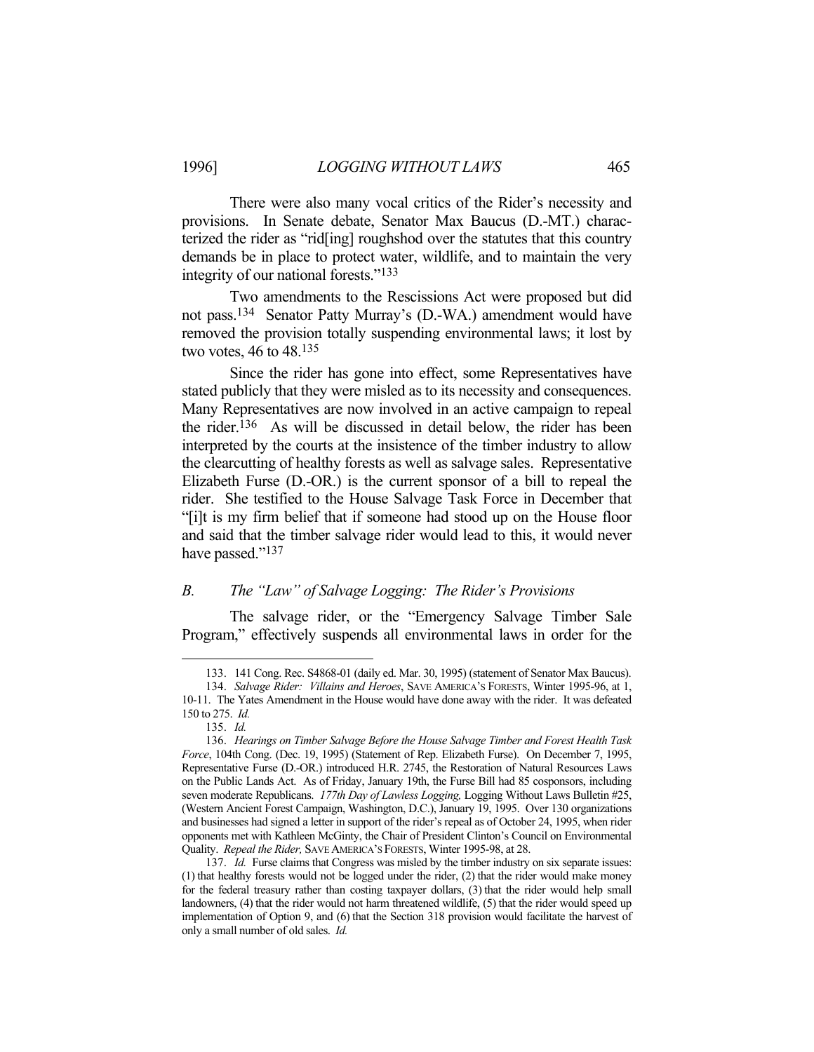There were also many vocal critics of the Rider's necessity and provisions. In Senate debate, Senator Max Baucus (D.-MT.) characterized the rider as "rid[ing] roughshod over the statutes that this country demands be in place to protect water, wildlife, and to maintain the very integrity of our national forests."[133]

Two amendments to the Rescissions Act were proposed but did not pass.[134] Senator Patty Murray's (D.-WA.) amendment would have removed the provision totally suspending environmental laws; it lost by two votes, 46 to 48.[135]

Since the rider has gone into effect, some Representatives have stated publicly that they were misled as to its necessity and consequences. Many Representatives are now involved in an active campaign to repeal the rider.[136] As will be discussed in detail below, the rider has been interpreted by the courts at the insistence of the timber industry to allow the clearcutting of healthy forests as well as salvage sales. Representative Elizabeth Furse (D.-OR.) is the current sponsor of a bill to repeal the rider. She testified to the House Salvage Task Force in December that "[i]t is my firm belief that if someone had stood up on the House floor and said that the timber salvage rider would lead to this, it would never have passed."[137]

## *B. The "Law" of Salvage Logging: The Rider's Provisions*

The salvage rider, or the "Emergency Salvage Timber Sale Program," effectively suspends all environmental laws in order for the

---

133. 141 Cong. Rec. S4868-01 (daily ed. Mar. 30, 1995) (statement of Senator Max Baucus).

134. *Salvage Rider: Villains and Heroes*, SAVE AMERICA'S FORESTS, Winter 1995-96, at 1, 10-11. The Yates Amendment in the House would have done away with the rider. It was defeated 150 to 275. *Id.*

135. *Id.*

136. *Hearings on Timber Salvage Before the House Salvage Timber and Forest Health Task Force*, 104th Cong. (Dec. 19, 1995) (Statement of Rep. Elizabeth Furse). On December 7, 1995, Representative Furse (D.-OR.) introduced H.R. 2745, the Restoration of Natural Resources Laws on the Public Lands Act. As of Friday, January 19th, the Furse Bill had 85 cosponsors, including seven moderate Republicans. *177th Day of Lawless Logging,* Logging Without Laws Bulletin #25, (Western Ancient Forest Campaign, Washington, D.C.), January 19, 1995. Over 130 organizations and businesses had signed a letter in support of the rider's repeal as of October 24, 1995, when rider opponents met with Kathleen McGinty, the Chair of President Clinton's Council on Environmental Quality. *Repeal the Rider,* SAVE AMERICA'S FORESTS, Winter 1995-98, at 28.

137. *Id.* Furse claims that Congress was misled by the timber industry on six separate issues: (1) that healthy forests would not be logged under the rider, (2) that the rider would make money for the federal treasury rather than costing taxpayer dollars, (3) that the rider would help small landowners, (4) that the rider would not harm threatened wildlife, (5) that the rider would speed up implementation of Option 9, and (6) that the Section 318 provision would facilitate the harvest of only a small number of old sales. *Id.*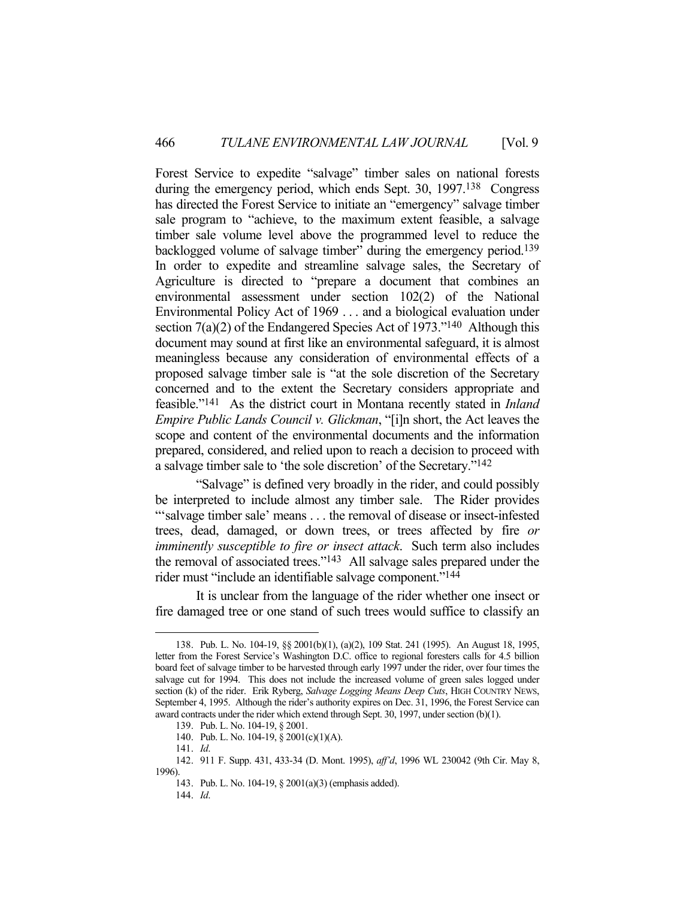Forest Service to expedite "salvage" timber sales on national forests during the emergency period, which ends Sept. 30, 1997.[138] Congress has directed the Forest Service to initiate an "emergency" salvage timber sale program to "achieve, to the maximum extent feasible, a salvage timber sale volume level above the programmed level to reduce the backlogged volume of salvage timber" during the emergency period.[139] In order to expedite and streamline salvage sales, the Secretary of Agriculture is directed to "prepare a document that combines an environmental assessment under section 102(2) of the National Environmental Policy Act of 1969 . . . and a biological evaluation under section 7(a)(2) of the Endangered Species Act of 1973."[140] Although this document may sound at first like an environmental safeguard, it is almost meaningless because any consideration of environmental effects of a proposed salvage timber sale is "at the sole discretion of the Secretary concerned and to the extent the Secretary considers appropriate and feasible."[141] As the district court in Montana recently stated in *Inland Empire Public Lands Council v. Glickman*, "[i]n short, the Act leaves the scope and content of the environmental documents and the information prepared, considered, and relied upon to reach a decision to proceed with a salvage timber sale to 'the sole discretion' of the Secretary."[142]

"Salvage" is defined very broadly in the rider, and could possibly be interpreted to include almost any timber sale. The Rider provides "'salvage timber sale' means . . . the removal of disease or insect-infested trees, dead, damaged, or down trees, or trees affected by fire *or imminently susceptible to fire or insect attack*. Such term also includes the removal of associated trees."[143] All salvage sales prepared under the rider must "include an identifiable salvage component."[144]

It is unclear from the language of the rider whether one insect or fire damaged tree or one stand of such trees would suffice to classify an

---

138. Pub. L. No. 104-19, §§ 2001(b)(1), (a)(2), 109 Stat. 241 (1995). An August 18, 1995, letter from the Forest Service's Washington D.C. office to regional foresters calls for 4.5 billion board feet of salvage timber to be harvested through early 1997 under the rider, over four times the salvage cut for 1994. This does not include the increased volume of green sales logged under section (k) of the rider. Erik Ryberg, *Salvage Logging Means Deep Cuts*, HIGH COUNTRY NEWS, September 4, 1995. Although the rider's authority expires on Dec. 31, 1996, the Forest Service can award contracts under the rider which extend through Sept. 30, 1997, under section (b)(1).

139. Pub. L. No. 104-19, § 2001.

140. Pub. L. No. 104-19, § 2001(c)(1)(A).

141. *Id*.

142. 911 F. Supp. 431, 433-34 (D. Mont. 1995), *aff'd*, 1996 WL 230042 (9th Cir. May 8, 1996).

143. Pub. L. No. 104-19, § 2001(a)(3) (emphasis added).

144. *Id*.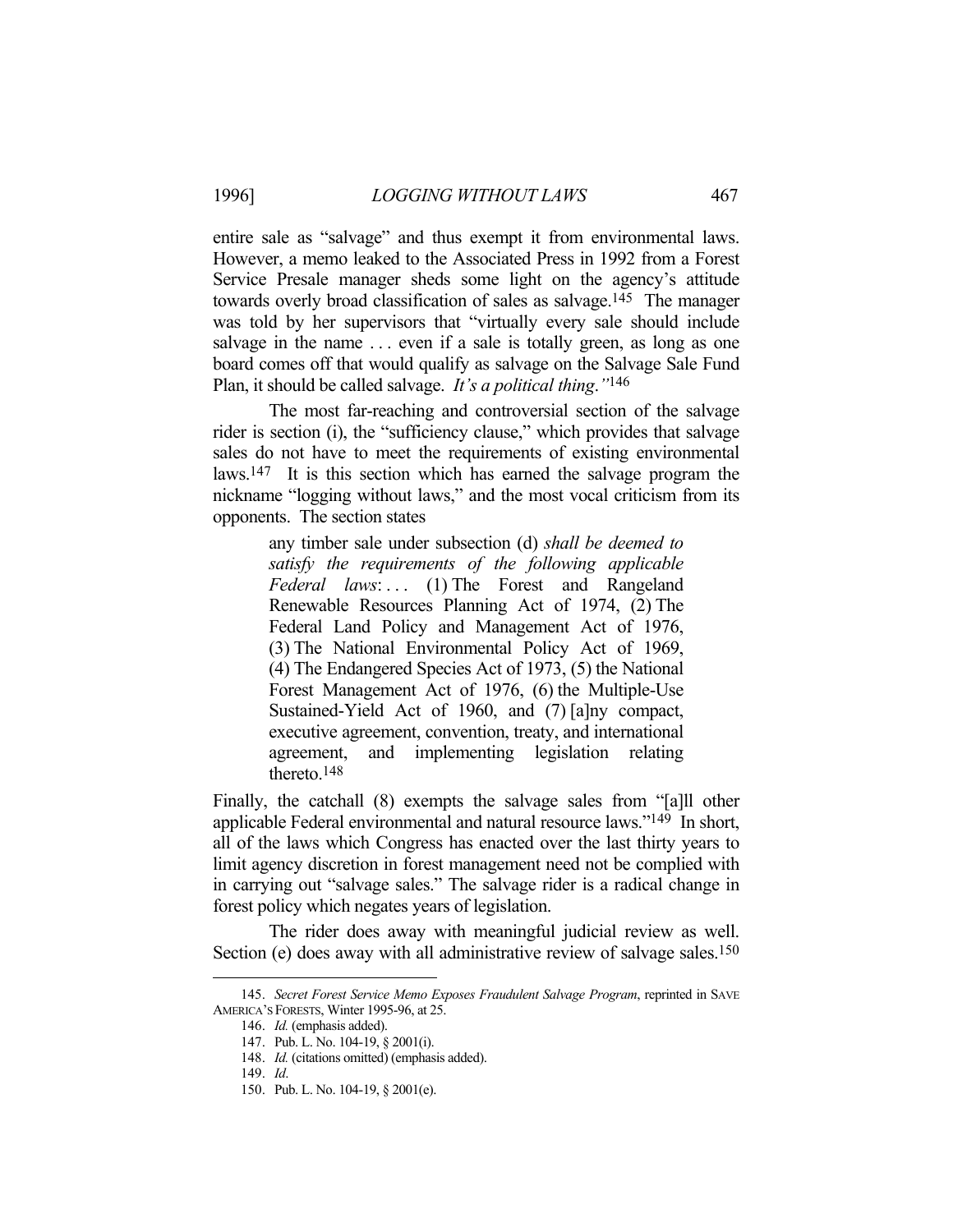entire sale as "salvage" and thus exempt it from environmental laws. However, a memo leaked to the Associated Press in 1992 from a Forest Service Presale manager sheds some light on the agency's attitude towards overly broad classification of sales as salvage.[145] The manager was told by her supervisors that "virtually every sale should include salvage in the name . . . even if a sale is totally green, as long as one board comes off that would qualify as salvage on the Salvage Sale Fund Plan, it should be called salvage. *It's a political thing*."[146]

The most far-reaching and controversial section of the salvage rider is section (i), the "sufficiency clause," which provides that salvage sales do not have to meet the requirements of existing environmental laws.[147] It is this section which has earned the salvage program the nickname "logging without laws," and the most vocal criticism from its opponents. The section states

> any timber sale under subsection (d) *shall be deemed to satisfy the requirements of the following applicable Federal laws*: . . . (1) The Forest and Rangeland Renewable Resources Planning Act of 1974, (2) The Federal Land Policy and Management Act of 1976, (3) The National Environmental Policy Act of 1969, (4) The Endangered Species Act of 1973, (5) the National Forest Management Act of 1976, (6) the Multiple-Use Sustained-Yield Act of 1960, and (7) [a]ny compact, executive agreement, convention, treaty, and international agreement, and implementing legislation relating thereto.[148]

Finally, the catchall (8) exempts the salvage sales from "[a]ll other applicable Federal environmental and natural resource laws."[149] In short, all of the laws which Congress has enacted over the last thirty years to limit agency discretion in forest management need not be complied with in carrying out "salvage sales." The salvage rider is a radical change in forest policy which negates years of legislation.

The rider does away with meaningful judicial review as well. Section (e) does away with all administrative review of salvage sales.[150]

---

145. *Secret Forest Service Memo Exposes Fraudulent Salvage Program*, reprinted in SAVE AMERICA'S FORESTS, Winter 1995-96, at 25.

146. *Id.* (emphasis added).

147. Pub. L. No. 104-19, § 2001(i).

148. *Id.* (citations omitted) (emphasis added).

149. *Id.*

150. Pub. L. No. 104-19, § 2001(e).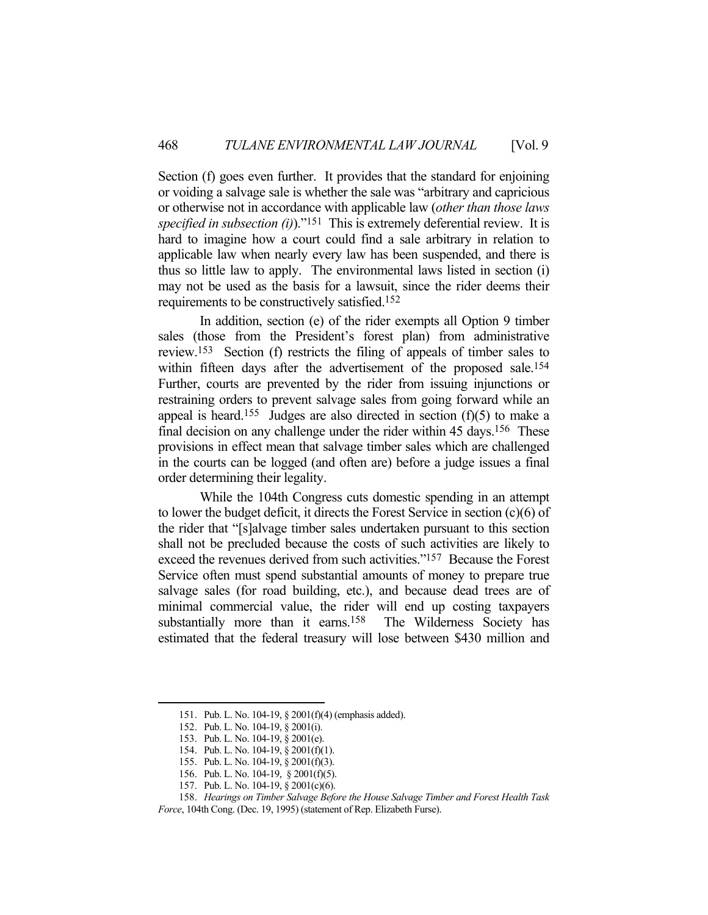Section (f) goes even further. It provides that the standard for enjoining or voiding a salvage sale is whether the sale was "arbitrary and capricious or otherwise not in accordance with applicable law (*other than those laws specified in subsection (i)*)."[151] This is extremely deferential review. It is hard to imagine how a court could find a sale arbitrary in relation to applicable law when nearly every law has been suspended, and there is thus so little law to apply. The environmental laws listed in section (i) may not be used as the basis for a lawsuit, since the rider deems their requirements to be constructively satisfied.[152]

In addition, section (e) of the rider exempts all Option 9 timber sales (those from the President's forest plan) from administrative review.[153] Section (f) restricts the filing of appeals of timber sales to within fifteen days after the advertisement of the proposed sale.[154] Further, courts are prevented by the rider from issuing injunctions or restraining orders to prevent salvage sales from going forward while an appeal is heard.[155] Judges are also directed in section (f)(5) to make a final decision on any challenge under the rider within 45 days.[156] These provisions in effect mean that salvage timber sales which are challenged in the courts can be logged (and often are) before a judge issues a final order determining their legality.

While the 104th Congress cuts domestic spending in an attempt to lower the budget deficit, it directs the Forest Service in section (c)(6) of the rider that "[s]alvage timber sales undertaken pursuant to this section shall not be precluded because the costs of such activities are likely to exceed the revenues derived from such activities."[157] Because the Forest Service often must spend substantial amounts of money to prepare true salvage sales (for road building, etc.), and because dead trees are of minimal commercial value, the rider will end up costing taxpayers substantially more than it earns.[158] The Wilderness Society has estimated that the federal treasury will lose between $430 million and

151. Pub. L. No. 104-19, § 2001(f)(4) (emphasis added).
152. Pub. L. No. 104-19, § 2001(i).
153. Pub. L. No. 104-19, § 2001(e).
154. Pub. L. No. 104-19, § 2001(f)(1).
155. Pub. L. No. 104-19, § 2001(f)(3).
156. Pub. L. No. 104-19, § 2001(f)(5).
157. Pub. L. No. 104-19, § 2001(c)(6).
158. *Hearings on Timber Salvage Before the House Salvage Timber and Forest Health Task Force*, 104th Cong. (Dec. 19, 1995) (statement of Rep. Elizabeth Furse).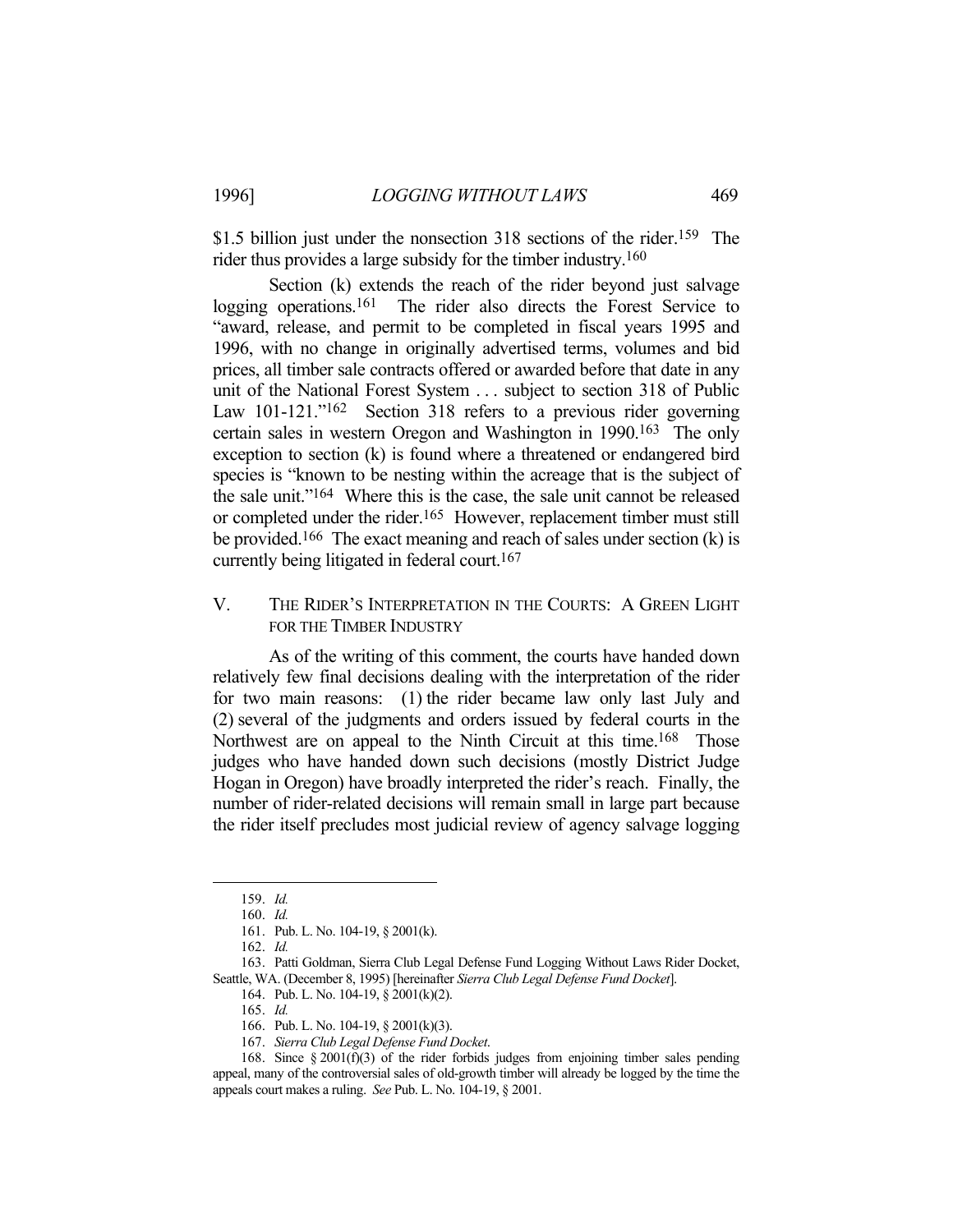$1.5 billion just under the nonsection 318 sections of the rider.[159] The rider thus provides a large subsidy for the timber industry.[160]

Section (k) extends the reach of the rider beyond just salvage logging operations.[161] The rider also directs the Forest Service to "award, release, and permit to be completed in fiscal years 1995 and 1996, with no change in originally advertised terms, volumes and bid prices, all timber sale contracts offered or awarded before that date in any unit of the National Forest System . . . subject to section 318 of Public Law 101-121."[162] Section 318 refers to a previous rider governing certain sales in western Oregon and Washington in 1990.[163] The only exception to section (k) is found where a threatened or endangered bird species is "known to be nesting within the acreage that is the subject of the sale unit."[164] Where this is the case, the sale unit cannot be released or completed under the rider.[165] However, replacement timber must still be provided.[166] The exact meaning and reach of sales under section (k) is currently being litigated in federal court.[167]

## V. THE RIDER'S INTERPRETATION IN THE COURTS: A GREEN LIGHT FOR THE TIMBER INDUSTRY

As of the writing of this comment, the courts have handed down relatively few final decisions dealing with the interpretation of the rider for two main reasons: (1) the rider became law only last July and (2) several of the judgments and orders issued by federal courts in the Northwest are on appeal to the Ninth Circuit at this time.[168] Those judges who have handed down such decisions (mostly District Judge Hogan in Oregon) have broadly interpreted the rider's reach. Finally, the number of rider-related decisions will remain small in large part because the rider itself precludes most judicial review of agency salvage logging

---

159. *Id.*

160. *Id.*

161. Pub. L. No. 104-19, § 2001(k).

162. *Id.*

163. Patti Goldman, Sierra Club Legal Defense Fund Logging Without Laws Rider Docket, Seattle, WA. (December 8, 1995) [hereinafter *Sierra Club Legal Defense Fund Docket*].

164. Pub. L. No. 104-19, § 2001(k)(2).

165. *Id.*

166. Pub. L. No. 104-19, § 2001(k)(3).

167. *Sierra Club Legal Defense Fund Docket*.

168. Since § 2001(f)(3) of the rider forbids judges from enjoining timber sales pending appeal, many of the controversial sales of old-growth timber will already be logged by the time the appeals court makes a ruling. *See* Pub. L. No. 104-19, § 2001.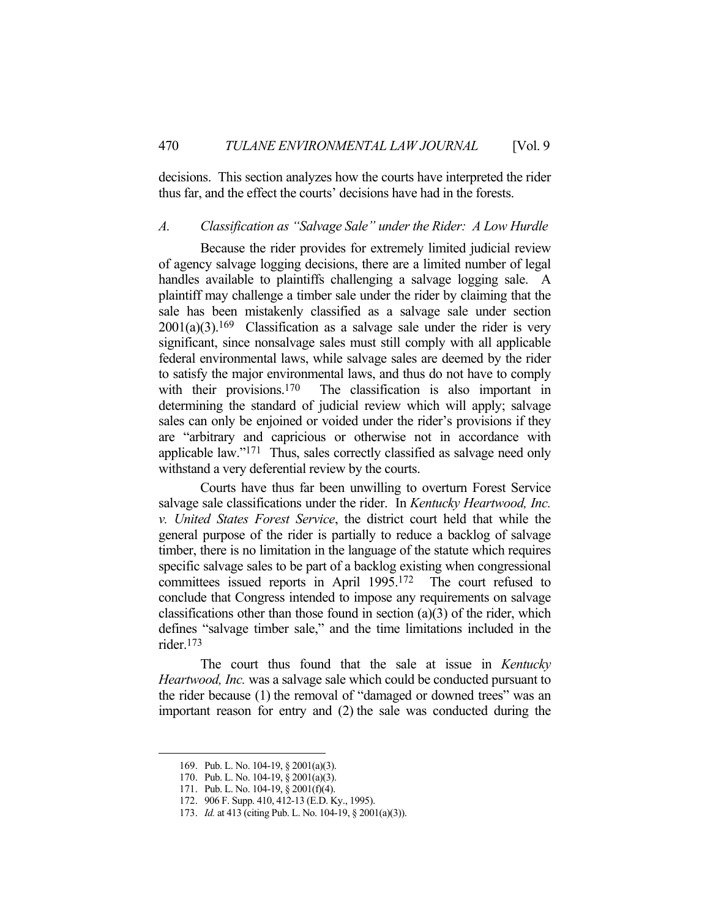decisions. This section analyzes how the courts have interpreted the rider thus far, and the effect the courts' decisions have had in the forests.

### *A. Classification as "Salvage Sale" under the Rider: A Low Hurdle*

Because the rider provides for extremely limited judicial review of agency salvage logging decisions, there are a limited number of legal handles available to plaintiffs challenging a salvage logging sale. A plaintiff may challenge a timber sale under the rider by claiming that the sale has been mistakenly classified as a salvage sale under section 2001(a)(3).[169] Classification as a salvage sale under the rider is very significant, since nonsalvage sales must still comply with all applicable federal environmental laws, while salvage sales are deemed by the rider to satisfy the major environmental laws, and thus do not have to comply with their provisions.[170] The classification is also important in determining the standard of judicial review which will apply; salvage sales can only be enjoined or voided under the rider's provisions if they are "arbitrary and capricious or otherwise not in accordance with applicable law."[171] Thus, sales correctly classified as salvage need only withstand a very deferential review by the courts.

Courts have thus far been unwilling to overturn Forest Service salvage sale classifications under the rider. In *Kentucky Heartwood, Inc. v. United States Forest Service*, the district court held that while the general purpose of the rider is partially to reduce a backlog of salvage timber, there is no limitation in the language of the statute which requires specific salvage sales to be part of a backlog existing when congressional committees issued reports in April 1995.[172] The court refused to conclude that Congress intended to impose any requirements on salvage classifications other than those found in section (a)(3) of the rider, which defines "salvage timber sale," and the time limitations included in the rider.[173]

The court thus found that the sale at issue in *Kentucky Heartwood, Inc.* was a salvage sale which could be conducted pursuant to the rider because (1) the removal of "damaged or downed trees" was an important reason for entry and (2) the sale was conducted during the

---

169. Pub. L. No. 104-19, § 2001(a)(3).

170. Pub. L. No. 104-19, § 2001(a)(3).

171. Pub. L. No. 104-19, § 2001(f)(4).

172. 906 F. Supp. 410, 412-13 (E.D. Ky., 1995).

173. *Id.* at 413 (citing Pub. L. No. 104-19, § 2001(a)(3)).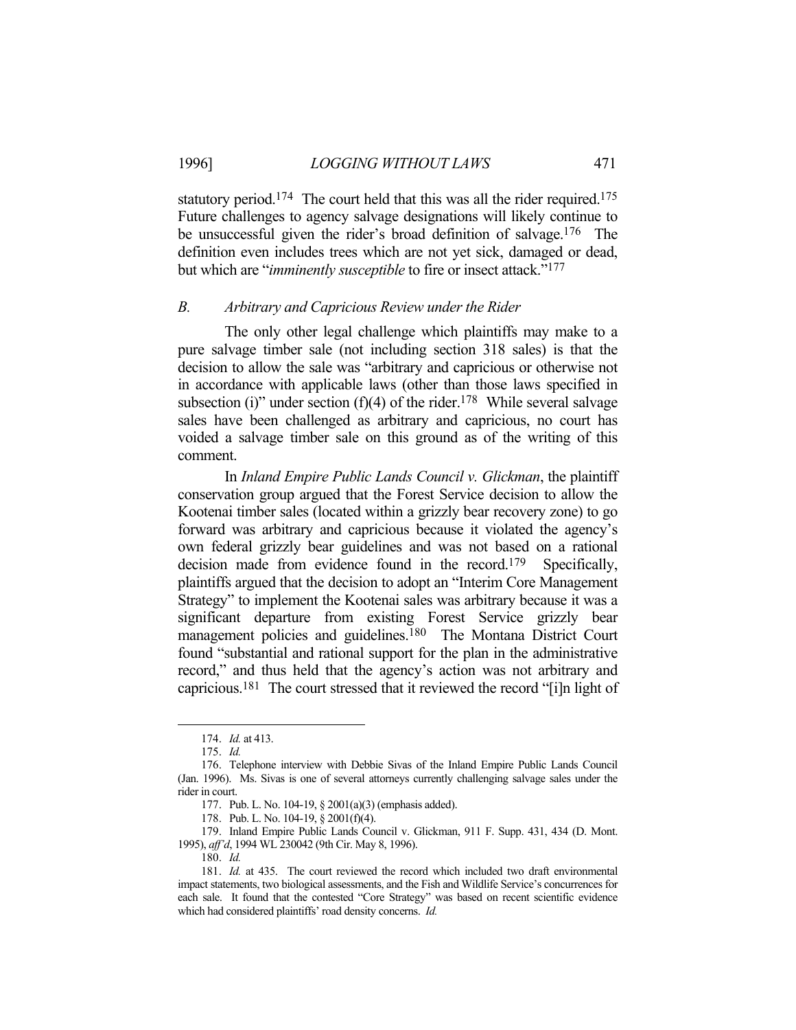statutory period.[174] The court held that this was all the rider required.[175] Future challenges to agency salvage designations will likely continue to be unsuccessful given the rider's broad definition of salvage.[176] The definition even includes trees which are not yet sick, damaged or dead, but which are "*imminently susceptible* to fire or insect attack."[177]

### *B. Arbitrary and Capricious Review under the Rider*

The only other legal challenge which plaintiffs may make to a pure salvage timber sale (not including section 318 sales) is that the decision to allow the sale was "arbitrary and capricious or otherwise not in accordance with applicable laws (other than those laws specified in subsection (i)" under section (f)(4) of the rider.[178] While several salvage sales have been challenged as arbitrary and capricious, no court has voided a salvage timber sale on this ground as of the writing of this comment.

In *Inland Empire Public Lands Council v. Glickman*, the plaintiff conservation group argued that the Forest Service decision to allow the Kootenai timber sales (located within a grizzly bear recovery zone) to go forward was arbitrary and capricious because it violated the agency's own federal grizzly bear guidelines and was not based on a rational decision made from evidence found in the record.[179] Specifically, plaintiffs argued that the decision to adopt an "Interim Core Management Strategy" to implement the Kootenai sales was arbitrary because it was a significant departure from existing Forest Service grizzly bear management policies and guidelines.[180] The Montana District Court found "substantial and rational support for the plan in the administrative record," and thus held that the agency's action was not arbitrary and capricious.[181] The court stressed that it reviewed the record "[i]n light of

---

174. *Id.* at 413.

175. *Id.*

176. Telephone interview with Debbie Sivas of the Inland Empire Public Lands Council (Jan. 1996). Ms. Sivas is one of several attorneys currently challenging salvage sales under the rider in court.

177. Pub. L. No. 104-19, § 2001(a)(3) (emphasis added).

178. Pub. L. No. 104-19, § 2001(f)(4).

179. Inland Empire Public Lands Council v. Glickman, 911 F. Supp. 431, 434 (D. Mont. 1995), *aff'd*, 1994 WL 230042 (9th Cir. May 8, 1996).

180. *Id.*

181. *Id.* at 435. The court reviewed the record which included two draft environmental impact statements, two biological assessments, and the Fish and Wildlife Service's concurrences for each sale. It found that the contested "Core Strategy" was based on recent scientific evidence which had considered plaintiffs' road density concerns. *Id.*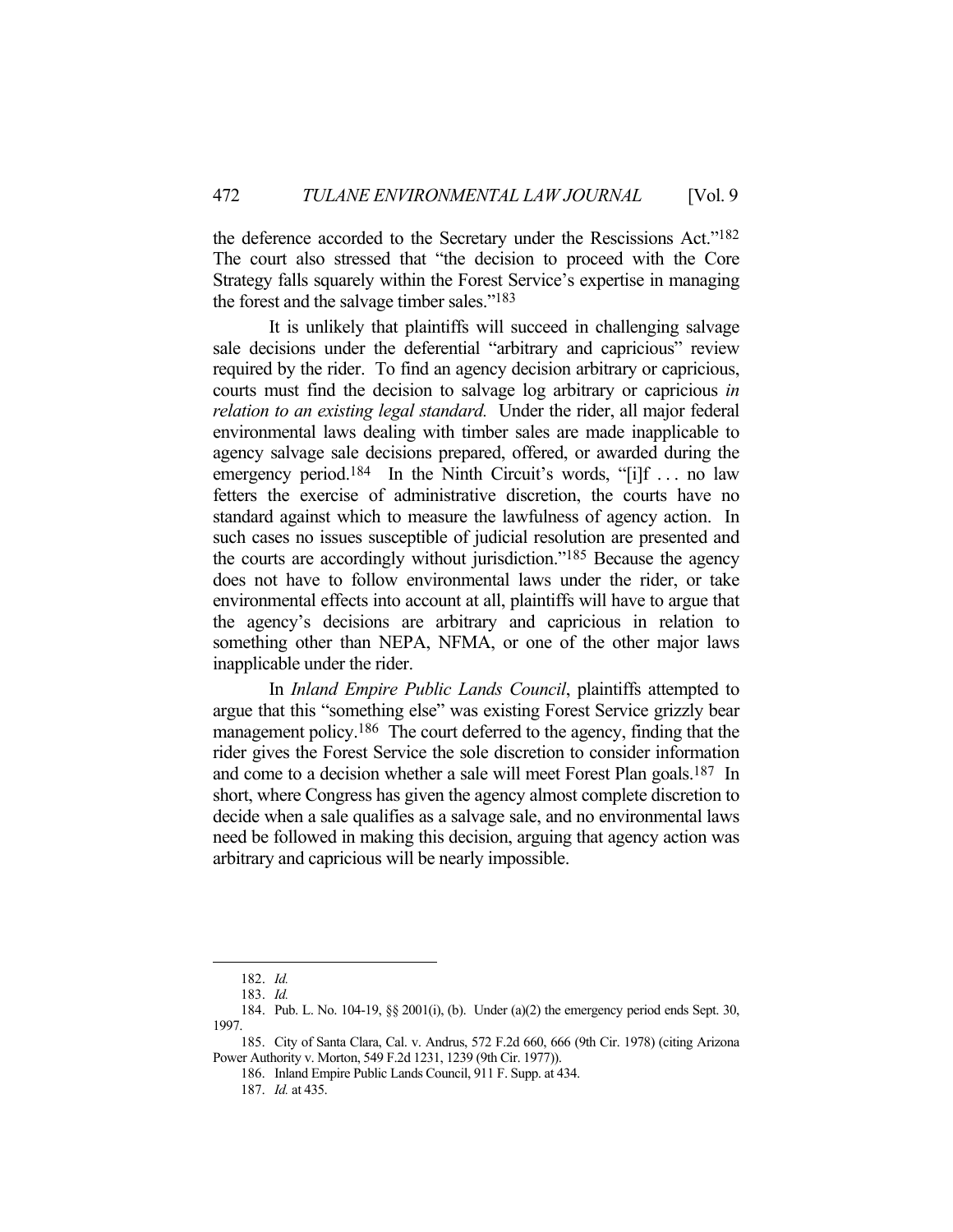the deference accorded to the Secretary under the Rescissions Act."[182] The court also stressed that "the decision to proceed with the Core Strategy falls squarely within the Forest Service's expertise in managing the forest and the salvage timber sales."[183]

It is unlikely that plaintiffs will succeed in challenging salvage sale decisions under the deferential "arbitrary and capricious" review required by the rider. To find an agency decision arbitrary or capricious, courts must find the decision to salvage log arbitrary or capricious *in relation to an existing legal standard.* Under the rider, all major federal environmental laws dealing with timber sales are made inapplicable to agency salvage sale decisions prepared, offered, or awarded during the emergency period.[184] In the Ninth Circuit's words, "[i]f . . . no law fetters the exercise of administrative discretion, the courts have no standard against which to measure the lawfulness of agency action. In such cases no issues susceptible of judicial resolution are presented and the courts are accordingly without jurisdiction."[185] Because the agency does not have to follow environmental laws under the rider, or take environmental effects into account at all, plaintiffs will have to argue that the agency's decisions are arbitrary and capricious in relation to something other than NEPA, NFMA, or one of the other major laws inapplicable under the rider.

In *Inland Empire Public Lands Council*, plaintiffs attempted to argue that this "something else" was existing Forest Service grizzly bear management policy.[186] The court deferred to the agency, finding that the rider gives the Forest Service the sole discretion to consider information and come to a decision whether a sale will meet Forest Plan goals.[187] In short, where Congress has given the agency almost complete discretion to decide when a sale qualifies as a salvage sale, and no environmental laws need be followed in making this decision, arguing that agency action was arbitrary and capricious will be nearly impossible.

---

182. *Id.*

183. *Id.*

184. Pub. L. No. 104-19, §§ 2001(i), (b). Under (a)(2) the emergency period ends Sept. 30, 1997.

185. City of Santa Clara, Cal. v. Andrus, 572 F.2d 660, 666 (9th Cir. 1978) (citing Arizona Power Authority v. Morton, 549 F.2d 1231, 1239 (9th Cir. 1977)).

186. Inland Empire Public Lands Council, 911 F. Supp. at 434.

187. *Id.* at 435.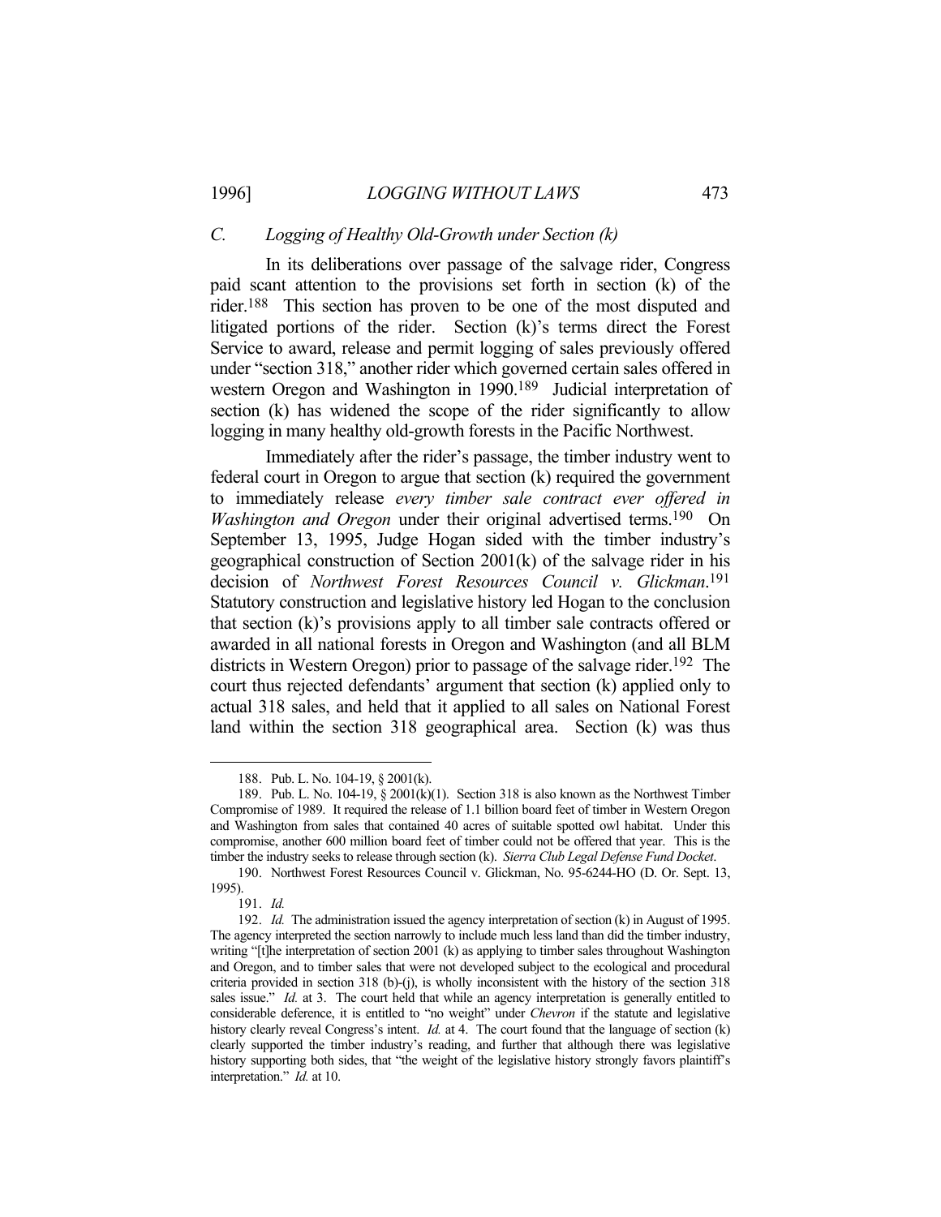### *C. Logging of Healthy Old-Growth under Section (k)*

In its deliberations over passage of the salvage rider, Congress paid scant attention to the provisions set forth in section (k) of the rider.[188] This section has proven to be one of the most disputed and litigated portions of the rider. Section (k)'s terms direct the Forest Service to award, release and permit logging of sales previously offered under "section 318," another rider which governed certain sales offered in western Oregon and Washington in 1990.[189] Judicial interpretation of section (k) has widened the scope of the rider significantly to allow logging in many healthy old-growth forests in the Pacific Northwest.

Immediately after the rider's passage, the timber industry went to federal court in Oregon to argue that section (k) required the government to immediately release *every timber sale contract ever offered in Washington and Oregon* under their original advertised terms.[190] On September 13, 1995, Judge Hogan sided with the timber industry's geographical construction of Section 2001(k) of the salvage rider in his decision of *Northwest Forest Resources Council v. Glickman*.[191] Statutory construction and legislative history led Hogan to the conclusion that section (k)'s provisions apply to all timber sale contracts offered or awarded in all national forests in Oregon and Washington (and all BLM districts in Western Oregon) prior to passage of the salvage rider.[192] The court thus rejected defendants' argument that section (k) applied only to actual 318 sales, and held that it applied to all sales on National Forest land within the section 318 geographical area. Section (k) was thus

---

188. Pub. L. No. 104-19, § 2001(k).

189. Pub. L. No. 104-19, § 2001(k)(1). Section 318 is also known as the Northwest Timber Compromise of 1989. It required the release of 1.1 billion board feet of timber in Western Oregon and Washington from sales that contained 40 acres of suitable spotted owl habitat. Under this compromise, another 600 million board feet of timber could not be offered that year. This is the timber the industry seeks to release through section (k). *Sierra Club Legal Defense Fund Docket*.

190. Northwest Forest Resources Council v. Glickman, No. 95-6244-HO (D. Or. Sept. 13, 1995).

191. *Id.*

192. *Id.* The administration issued the agency interpretation of section (k) in August of 1995. The agency interpreted the section narrowly to include much less land than did the timber industry, writing "[t]he interpretation of section 2001 (k) as applying to timber sales throughout Washington and Oregon, and to timber sales that were not developed subject to the ecological and procedural criteria provided in section 318 (b)-(j), is wholly inconsistent with the history of the section 318 sales issue." *Id.* at 3. The court held that while an agency interpretation is generally entitled to considerable deference, it is entitled to "no weight" under *Chevron* if the statute and legislative history clearly reveal Congress's intent. *Id.* at 4. The court found that the language of section (k) clearly supported the timber industry's reading, and further that although there was legislative history supporting both sides, that "the weight of the legislative history strongly favors plaintiff's interpretation." *Id.* at 10.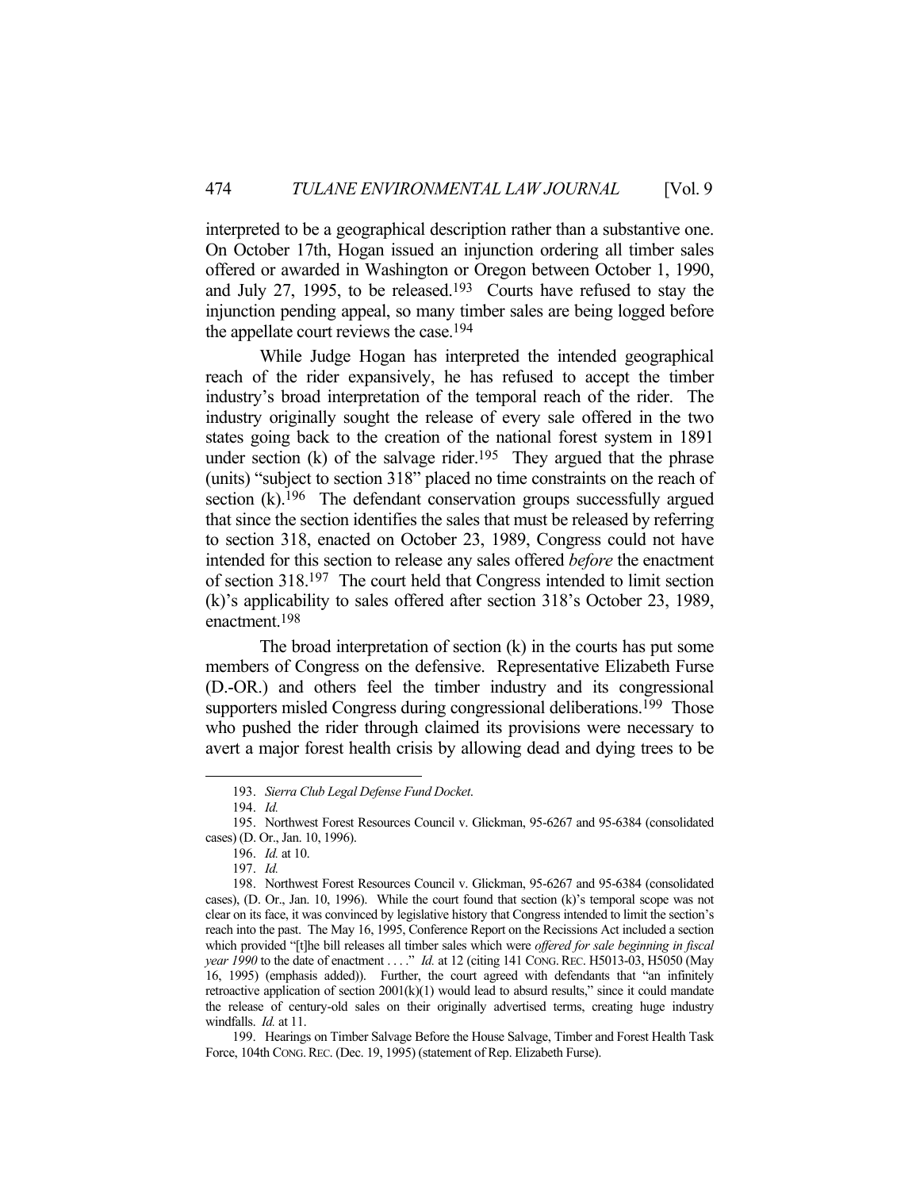interpreted to be a geographical description rather than a substantive one. On October 17th, Hogan issued an injunction ordering all timber sales offered or awarded in Washington or Oregon between October 1, 1990, and July 27, 1995, to be released.[193] Courts have refused to stay the injunction pending appeal, so many timber sales are being logged before the appellate court reviews the case.[194]

While Judge Hogan has interpreted the intended geographical reach of the rider expansively, he has refused to accept the timber industry's broad interpretation of the temporal reach of the rider. The industry originally sought the release of every sale offered in the two states going back to the creation of the national forest system in 1891 under section (k) of the salvage rider.[195] They argued that the phrase (units) "subject to section 318" placed no time constraints on the reach of section (k).[196] The defendant conservation groups successfully argued that since the section identifies the sales that must be released by referring to section 318, enacted on October 23, 1989, Congress could not have intended for this section to release any sales offered *before* the enactment of section 318.[197] The court held that Congress intended to limit section (k)'s applicability to sales offered after section 318's October 23, 1989, enactment.[198]

The broad interpretation of section (k) in the courts has put some members of Congress on the defensive. Representative Elizabeth Furse (D.-OR.) and others feel the timber industry and its congressional supporters misled Congress during congressional deliberations.[199] Those who pushed the rider through claimed its provisions were necessary to avert a major forest health crisis by allowing dead and dying trees to be

---

193. *Sierra Club Legal Defense Fund Docket*.

194. *Id.*

195. Northwest Forest Resources Council v. Glickman, 95-6267 and 95-6384 (consolidated cases) (D. Or., Jan. 10, 1996).

196. *Id.* at 10.

197. *Id.*

198. Northwest Forest Resources Council v. Glickman, 95-6267 and 95-6384 (consolidated cases), (D. Or., Jan. 10, 1996). While the court found that section (k)'s temporal scope was not clear on its face, it was convinced by legislative history that Congress intended to limit the section's reach into the past. The May 16, 1995, Conference Report on the Recissions Act included a section which provided "[t]he bill releases all timber sales which were *offered for sale beginning in fiscal year 1990* to the date of enactment . . . ." *Id.* at 12 (citing 141 CONG. REC. H5013-03, H5050 (May 16, 1995) (emphasis added)). Further, the court agreed with defendants that "an infinitely retroactive application of section 2001(k)(1) would lead to absurd results," since it could mandate the release of century-old sales on their originally advertised terms, creating huge industry windfalls. *Id.* at 11.

199. Hearings on Timber Salvage Before the House Salvage, Timber and Forest Health Task Force, 104th CONG. REC. (Dec. 19, 1995) (statement of Rep. Elizabeth Furse).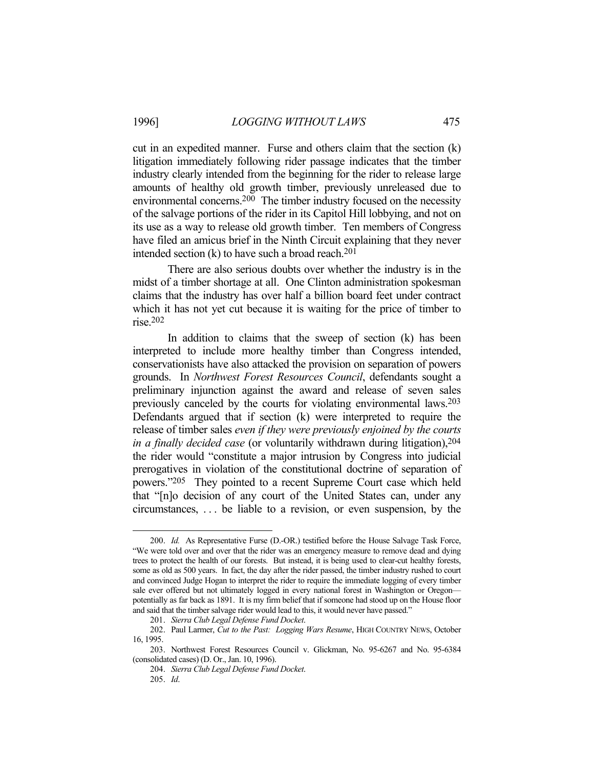cut in an expedited manner. Furse and others claim that the section (k) litigation immediately following rider passage indicates that the timber industry clearly intended from the beginning for the rider to release large amounts of healthy old growth timber, previously unreleased due to environmental concerns.[200] The timber industry focused on the necessity of the salvage portions of the rider in its Capitol Hill lobbying, and not on its use as a way to release old growth timber. Ten members of Congress have filed an amicus brief in the Ninth Circuit explaining that they never intended section (k) to have such a broad reach.[201]

There are also serious doubts over whether the industry is in the midst of a timber shortage at all. One Clinton administration spokesman claims that the industry has over half a billion board feet under contract which it has not yet cut because it is waiting for the price of timber to rise.[202]

In addition to claims that the sweep of section (k) has been interpreted to include more healthy timber than Congress intended, conservationists have also attacked the provision on separation of powers grounds. In *Northwest Forest Resources Council*, defendants sought a preliminary injunction against the award and release of seven sales previously canceled by the courts for violating environmental laws.[203] Defendants argued that if section (k) were interpreted to require the release of timber sales *even if they were previously enjoined by the courts in a finally decided case* (or voluntarily withdrawn during litigation),[204] the rider would "constitute a major intrusion by Congress into judicial prerogatives in violation of the constitutional doctrine of separation of powers."[205] They pointed to a recent Supreme Court case which held that "[n]o decision of any court of the United States can, under any circumstances, . . . be liable to a revision, or even suspension, by the

---

200. *Id.* As Representative Furse (D.-OR.) testified before the House Salvage Task Force, "We were told over and over that the rider was an emergency measure to remove dead and dying trees to protect the health of our forests. But instead, it is being used to clear-cut healthy forests, some as old as 500 years. In fact, the day after the rider passed, the timber industry rushed to court and convinced Judge Hogan to interpret the rider to require the immediate logging of every timber sale ever offered but not ultimately logged in every national forest in Washington or Oregon—potentially as far back as 1891. It is my firm belief that if someone had stood up on the House floor and said that the timber salvage rider would lead to this, it would never have passed."

201. *Sierra Club Legal Defense Fund Docket*.

202. Paul Larmer, *Cut to the Past: Logging Wars Resume*, HIGH COUNTRY NEWS, October 16, 1995.

203. Northwest Forest Resources Council v. Glickman, No. 95-6267 and No. 95-6384 (consolidated cases) (D. Or., Jan. 10, 1996).

204. *Sierra Club Legal Defense Fund Docket*.

205. *Id*.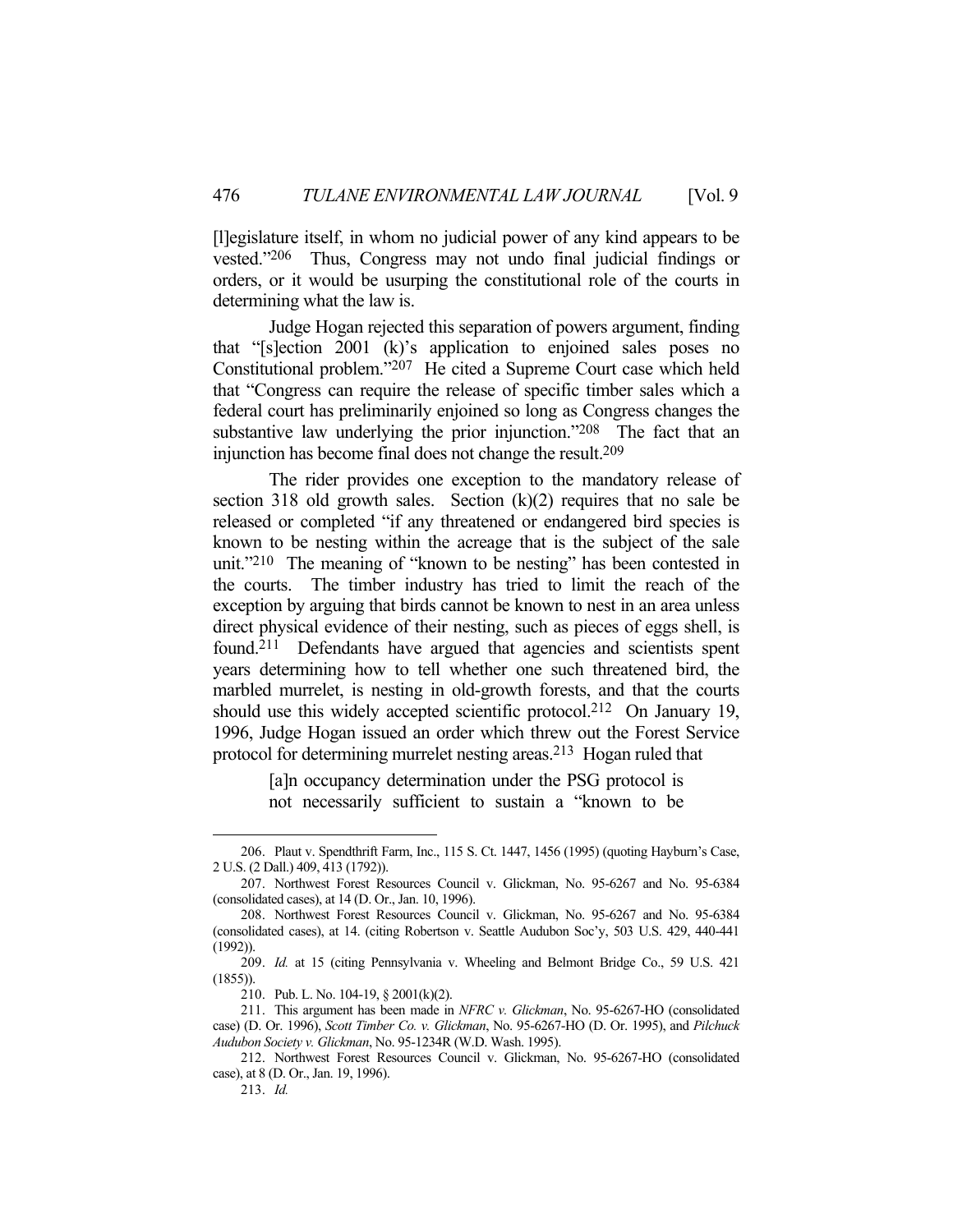[l]egislature itself, in whom no judicial power of any kind appears to be vested."[206] Thus, Congress may not undo final judicial findings or orders, or it would be usurping the constitutional role of the courts in determining what the law is.

Judge Hogan rejected this separation of powers argument, finding that "[s]ection 2001 (k)'s application to enjoined sales poses no Constitutional problem."[207] He cited a Supreme Court case which held that "Congress can require the release of specific timber sales which a federal court has preliminarily enjoined so long as Congress changes the substantive law underlying the prior injunction."[208] The fact that an injunction has become final does not change the result.[209]

The rider provides one exception to the mandatory release of section 318 old growth sales. Section (k)(2) requires that no sale be released or completed "if any threatened or endangered bird species is known to be nesting within the acreage that is the subject of the sale unit."[210] The meaning of "known to be nesting" has been contested in the courts. The timber industry has tried to limit the reach of the exception by arguing that birds cannot be known to nest in an area unless direct physical evidence of their nesting, such as pieces of eggs shell, is found.[211] Defendants have argued that agencies and scientists spent years determining how to tell whether one such threatened bird, the marbled murrelet, is nesting in old-growth forests, and that the courts should use this widely accepted scientific protocol.[212] On January 19, 1996, Judge Hogan issued an order which threw out the Forest Service protocol for determining murrelet nesting areas.[213] Hogan ruled that

> [a]n occupancy determination under the PSG protocol is not necessarily sufficient to sustain a "known to be

---

206. Plaut v. Spendthrift Farm, Inc., 115 S. Ct. 1447, 1456 (1995) (quoting Hayburn's Case, 2 U.S. (2 Dall.) 409, 413 (1792)).

207. Northwest Forest Resources Council v. Glickman, No. 95-6267 and No. 95-6384 (consolidated cases), at 14 (D. Or., Jan. 10, 1996).

208. Northwest Forest Resources Council v. Glickman, No. 95-6267 and No. 95-6384 (consolidated cases), at 14. (citing Robertson v. Seattle Audubon Soc'y, 503 U.S. 429, 440-441 (1992)).

209. *Id.* at 15 (citing Pennsylvania v. Wheeling and Belmont Bridge Co., 59 U.S. 421 (1855)).

210. Pub. L. No. 104-19, § 2001(k)(2).

211. This argument has been made in *NFRC v. Glickman*, No. 95-6267-HO (consolidated case) (D. Or. 1996), *Scott Timber Co. v. Glickman*, No. 95-6267-HO (D. Or. 1995), and *Pilchuck Audubon Society v. Glickman*, No. 95-1234R (W.D. Wash. 1995).

212. Northwest Forest Resources Council v. Glickman, No. 95-6267-HO (consolidated case), at 8 (D. Or., Jan. 19, 1996).

213. *Id.*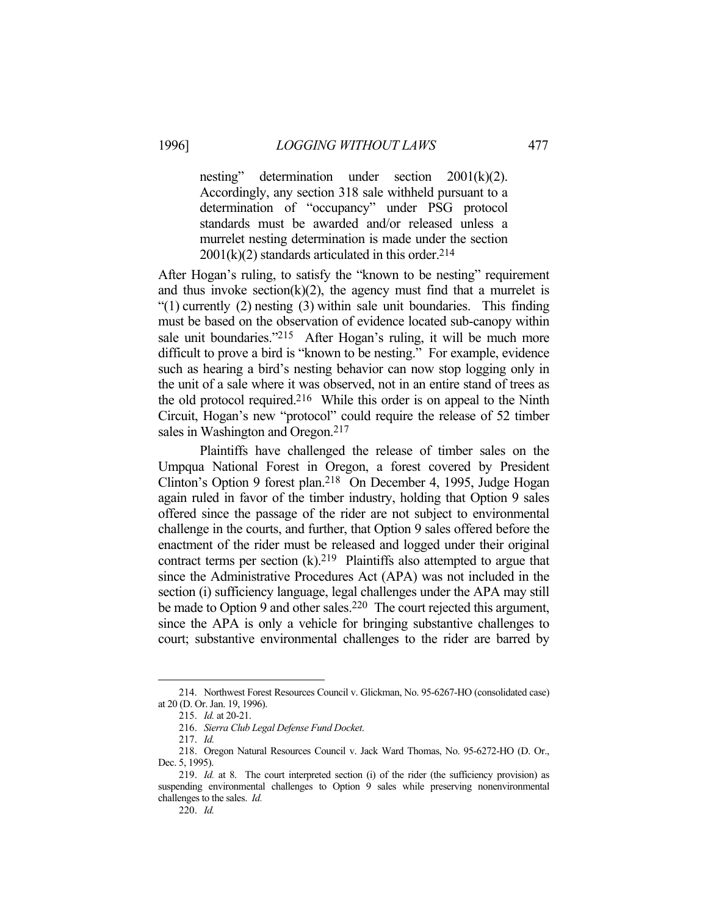> nesting" determination under section 2001(k)(2). Accordingly, any section 318 sale withheld pursuant to a determination of "occupancy" under PSG protocol standards must be awarded and/or released unless a murrelet nesting determination is made under the section 2001(k)(2) standards articulated in this order.[214]

After Hogan's ruling, to satisfy the "known to be nesting" requirement and thus invoke section(k)(2), the agency must find that a murrelet is "(1) currently (2) nesting (3) within sale unit boundaries. This finding must be based on the observation of evidence located sub-canopy within sale unit boundaries."[215] After Hogan's ruling, it will be much more difficult to prove a bird is "known to be nesting." For example, evidence such as hearing a bird's nesting behavior can now stop logging only in the unit of a sale where it was observed, not in an entire stand of trees as the old protocol required.[216] While this order is on appeal to the Ninth Circuit, Hogan's new "protocol" could require the release of 52 timber sales in Washington and Oregon.[217]

Plaintiffs have challenged the release of timber sales on the Umpqua National Forest in Oregon, a forest covered by President Clinton's Option 9 forest plan.[218] On December 4, 1995, Judge Hogan again ruled in favor of the timber industry, holding that Option 9 sales offered since the passage of the rider are not subject to environmental challenge in the courts, and further, that Option 9 sales offered before the enactment of the rider must be released and logged under their original contract terms per section (k).[219] Plaintiffs also attempted to argue that since the Administrative Procedures Act (APA) was not included in the section (i) sufficiency language, legal challenges under the APA may still be made to Option 9 and other sales.[220] The court rejected this argument, since the APA is only a vehicle for bringing substantive challenges to court; substantive environmental challenges to the rider are barred by

---

214. Northwest Forest Resources Council v. Glickman, No. 95-6267-HO (consolidated case) at 20 (D. Or. Jan. 19, 1996).

215. *Id.* at 20-21.

216. *Sierra Club Legal Defense Fund Docket*.

217. *Id.*

218. Oregon Natural Resources Council v. Jack Ward Thomas, No. 95-6272-HO (D. Or., Dec. 5, 1995).

219. *Id.* at 8. The court interpreted section (i) of the rider (the sufficiency provision) as suspending environmental challenges to Option 9 sales while preserving nonenvironmental challenges to the sales. *Id.*

220. *Id.*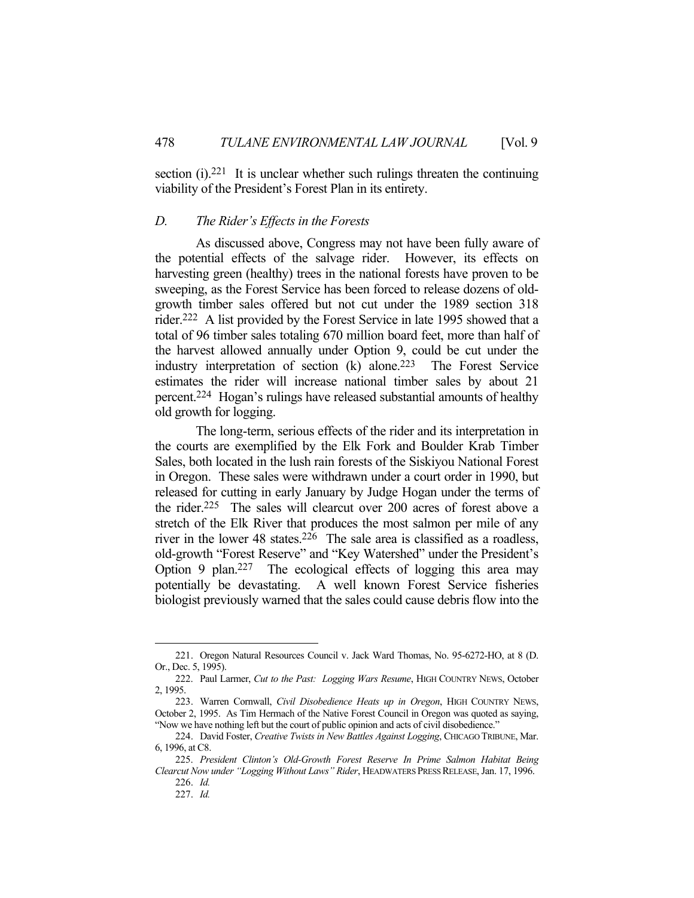section (i).[221] It is unclear whether such rulings threaten the continuing viability of the President's Forest Plan in its entirety.

### *D. The Rider's Effects in the Forests*

As discussed above, Congress may not have been fully aware of the potential effects of the salvage rider. However, its effects on harvesting green (healthy) trees in the national forests have proven to be sweeping, as the Forest Service has been forced to release dozens of old-growth timber sales offered but not cut under the 1989 section 318 rider.[222] A list provided by the Forest Service in late 1995 showed that a total of 96 timber sales totaling 670 million board feet, more than half of the harvest allowed annually under Option 9, could be cut under the industry interpretation of section (k) alone.[223] The Forest Service estimates the rider will increase national timber sales by about 21 percent.[224] Hogan's rulings have released substantial amounts of healthy old growth for logging.

The long-term, serious effects of the rider and its interpretation in the courts are exemplified by the Elk Fork and Boulder Krab Timber Sales, both located in the lush rain forests of the Siskiyou National Forest in Oregon. These sales were withdrawn under a court order in 1990, but released for cutting in early January by Judge Hogan under the terms of the rider.[225] The sales will clearcut over 200 acres of forest above a stretch of the Elk River that produces the most salmon per mile of any river in the lower 48 states.[226] The sale area is classified as a roadless, old-growth "Forest Reserve" and "Key Watershed" under the President's Option 9 plan.[227] The ecological effects of logging this area may potentially be devastating. A well known Forest Service fisheries biologist previously warned that the sales could cause debris flow into the

---

221. Oregon Natural Resources Council v. Jack Ward Thomas, No. 95-6272-HO, at 8 (D. Or., Dec. 5, 1995).

222. Paul Larmer, *Cut to the Past: Logging Wars Resume*, HIGH COUNTRY NEWS, October 2, 1995.

223. Warren Cornwall, *Civil Disobedience Heats up in Oregon*, HIGH COUNTRY NEWS, October 2, 1995. As Tim Hermach of the Native Forest Council in Oregon was quoted as saying, "Now we have nothing left but the court of public opinion and acts of civil disobedience."

224. David Foster, *Creative Twists in New Battles Against Logging*, CHICAGO TRIBUNE, Mar. 6, 1996, at C8.

225. *President Clinton's Old-Growth Forest Reserve In Prime Salmon Habitat Being Clearcut Now under "Logging Without Laws" Rider*, HEADWATERS PRESS RELEASE, Jan. 17, 1996.

226. *Id.*

227. *Id.*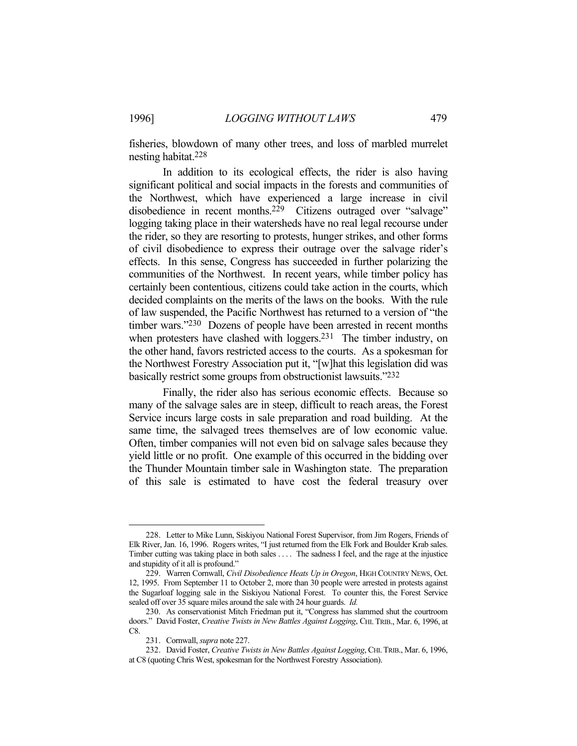fisheries, blowdown of many other trees, and loss of marbled murrelet nesting habitat.[228]

In addition to its ecological effects, the rider is also having significant political and social impacts in the forests and communities of the Northwest, which have experienced a large increase in civil disobedience in recent months.[229] Citizens outraged over "salvage" logging taking place in their watersheds have no real legal recourse under the rider, so they are resorting to protests, hunger strikes, and other forms of civil disobedience to express their outrage over the salvage rider's effects. In this sense, Congress has succeeded in further polarizing the communities of the Northwest. In recent years, while timber policy has certainly been contentious, citizens could take action in the courts, which decided complaints on the merits of the laws on the books. With the rule of law suspended, the Pacific Northwest has returned to a version of "the timber wars."[230] Dozens of people have been arrested in recent months when protesters have clashed with loggers.[231] The timber industry, on the other hand, favors restricted access to the courts. As a spokesman for the Northwest Forestry Association put it, "[w]hat this legislation did was basically restrict some groups from obstructionist lawsuits."[232]

Finally, the rider also has serious economic effects. Because so many of the salvage sales are in steep, difficult to reach areas, the Forest Service incurs large costs in sale preparation and road building. At the same time, the salvaged trees themselves are of low economic value. Often, timber companies will not even bid on salvage sales because they yield little or no profit. One example of this occurred in the bidding over the Thunder Mountain timber sale in Washington state. The preparation of this sale is estimated to have cost the federal treasury over

---

228. Letter to Mike Lunn, Siskiyou National Forest Supervisor, from Jim Rogers, Friends of Elk River, Jan. 16, 1996. Rogers writes, "I just returned from the Elk Fork and Boulder Krab sales. Timber cutting was taking place in both sales . . . . The sadness I feel, and the rage at the injustice and stupidity of it all is profound."

229. Warren Cornwall, *Civil Disobedience Heats Up in Oregon*, HIGH COUNTRY NEWS, Oct. 12, 1995. From September 11 to October 2, more than 30 people were arrested in protests against the Sugarloaf logging sale in the Siskiyou National Forest. To counter this, the Forest Service sealed off over 35 square miles around the sale with 24 hour guards. *Id.*

230. As conservationist Mitch Friedman put it, "Congress has slammed shut the courtroom doors." David Foster, *Creative Twists in New Battles Against Logging*, CHI. TRIB., Mar. 6, 1996, at C8.

231. Cornwall, *supra* note 227.

232. David Foster, *Creative Twists in New Battles Against Logging*, CHI. TRIB., Mar. 6, 1996, at C8 (quoting Chris West, spokesman for the Northwest Forestry Association).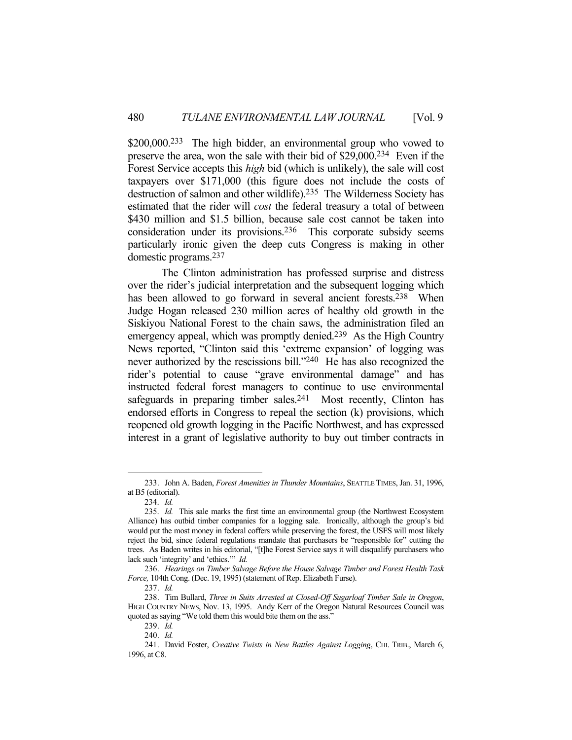$200,000.[233] The high bidder, an environmental group who vowed to preserve the area, won the sale with their bid of $29,000.[234] Even if the Forest Service accepts this *high* bid (which is unlikely), the sale will cost taxpayers over $171,000 (this figure does not include the costs of destruction of salmon and other wildlife).[235] The Wilderness Society has estimated that the rider will *cost* the federal treasury a total of between $430 million and $1.5 billion, because sale cost cannot be taken into consideration under its provisions.[236] This corporate subsidy seems particularly ironic given the deep cuts Congress is making in other domestic programs.[237]

The Clinton administration has professed surprise and distress over the rider's judicial interpretation and the subsequent logging which has been allowed to go forward in several ancient forests.[238] When Judge Hogan released 230 million acres of healthy old growth in the Siskiyou National Forest to the chain saws, the administration filed an emergency appeal, which was promptly denied.[239] As the High Country News reported, "Clinton said this 'extreme expansion' of logging was never authorized by the rescissions bill."[240] He has also recognized the rider's potential to cause "grave environmental damage" and has instructed federal forest managers to continue to use environmental safeguards in preparing timber sales.[241] Most recently, Clinton has endorsed efforts in Congress to repeal the section (k) provisions, which reopened old growth logging in the Pacific Northwest, and has expressed interest in a grant of legislative authority to buy out timber contracts in

---

233. John A. Baden, *Forest Amenities in Thunder Mountains*, SEATTLE TIMES, Jan. 31, 1996, at B5 (editorial).

234. *Id.*

235. *Id.* This sale marks the first time an environmental group (the Northwest Ecosystem Alliance) has outbid timber companies for a logging sale. Ironically, although the group's bid would put the most money in federal coffers while preserving the forest, the USFS will most likely reject the bid, since federal regulations mandate that purchasers be "responsible for" cutting the trees. As Baden writes in his editorial, "[t]he Forest Service says it will disqualify purchasers who lack such 'integrity' and 'ethics.'" *Id.*

236. *Hearings on Timber Salvage Before the House Salvage Timber and Forest Health Task Force,* 104th Cong. (Dec. 19, 1995) (statement of Rep. Elizabeth Furse).

237. *Id.*

238. Tim Bullard, *Three in Suits Arrested at Closed-Off Sugarloaf Timber Sale in Oregon*, HIGH COUNTRY NEWS, Nov. 13, 1995. Andy Kerr of the Oregon Natural Resources Council was quoted as saying "We told them this would bite them on the ass."

239. *Id.*

240. *Id.*

241. David Foster, *Creative Twists in New Battles Against Logging*, CHI. TRIB., March 6, 1996, at C8.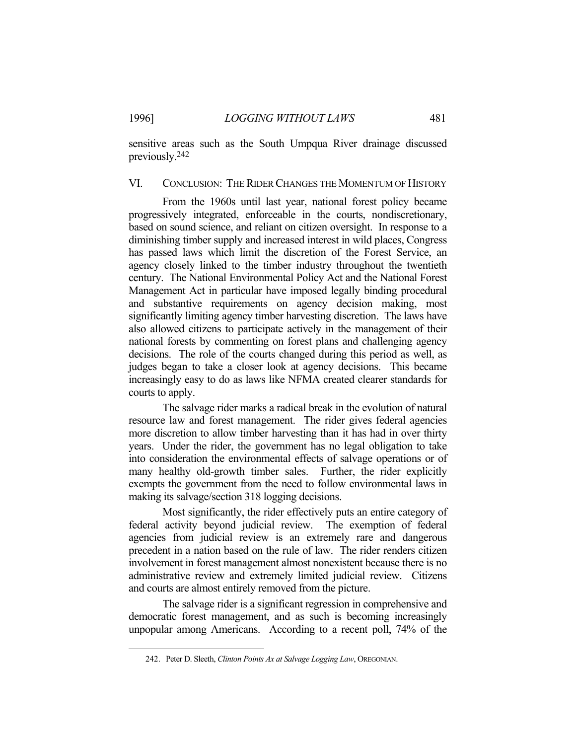sensitive areas such as the South Umpqua River drainage discussed previously.[242]

## VI. CONCLUSION: THE RIDER CHANGES THE MOMENTUM OF HISTORY

From the 1960s until last year, national forest policy became progressively integrated, enforceable in the courts, nondiscretionary, based on sound science, and reliant on citizen oversight. In response to a diminishing timber supply and increased interest in wild places, Congress has passed laws which limit the discretion of the Forest Service, an agency closely linked to the timber industry throughout the twentieth century. The National Environmental Policy Act and the National Forest Management Act in particular have imposed legally binding procedural and substantive requirements on agency decision making, most significantly limiting agency timber harvesting discretion. The laws have also allowed citizens to participate actively in the management of their national forests by commenting on forest plans and challenging agency decisions. The role of the courts changed during this period as well, as judges began to take a closer look at agency decisions. This became increasingly easy to do as laws like NFMA created clearer standards for courts to apply.

The salvage rider marks a radical break in the evolution of natural resource law and forest management. The rider gives federal agencies more discretion to allow timber harvesting than it has had in over thirty years. Under the rider, the government has no legal obligation to take into consideration the environmental effects of salvage operations or of many healthy old-growth timber sales. Further, the rider explicitly exempts the government from the need to follow environmental laws in making its salvage/section 318 logging decisions.

Most significantly, the rider effectively puts an entire category of federal activity beyond judicial review. The exemption of federal agencies from judicial review is an extremely rare and dangerous precedent in a nation based on the rule of law. The rider renders citizen involvement in forest management almost nonexistent because there is no administrative review and extremely limited judicial review. Citizens and courts are almost entirely removed from the picture.

The salvage rider is a significant regression in comprehensive and democratic forest management, and as such is becoming increasingly unpopular among Americans. According to a recent poll, 74% of the

---

242. Peter D. Sleeth, *Clinton Points Ax at Salvage Logging Law*, OREGONIAN.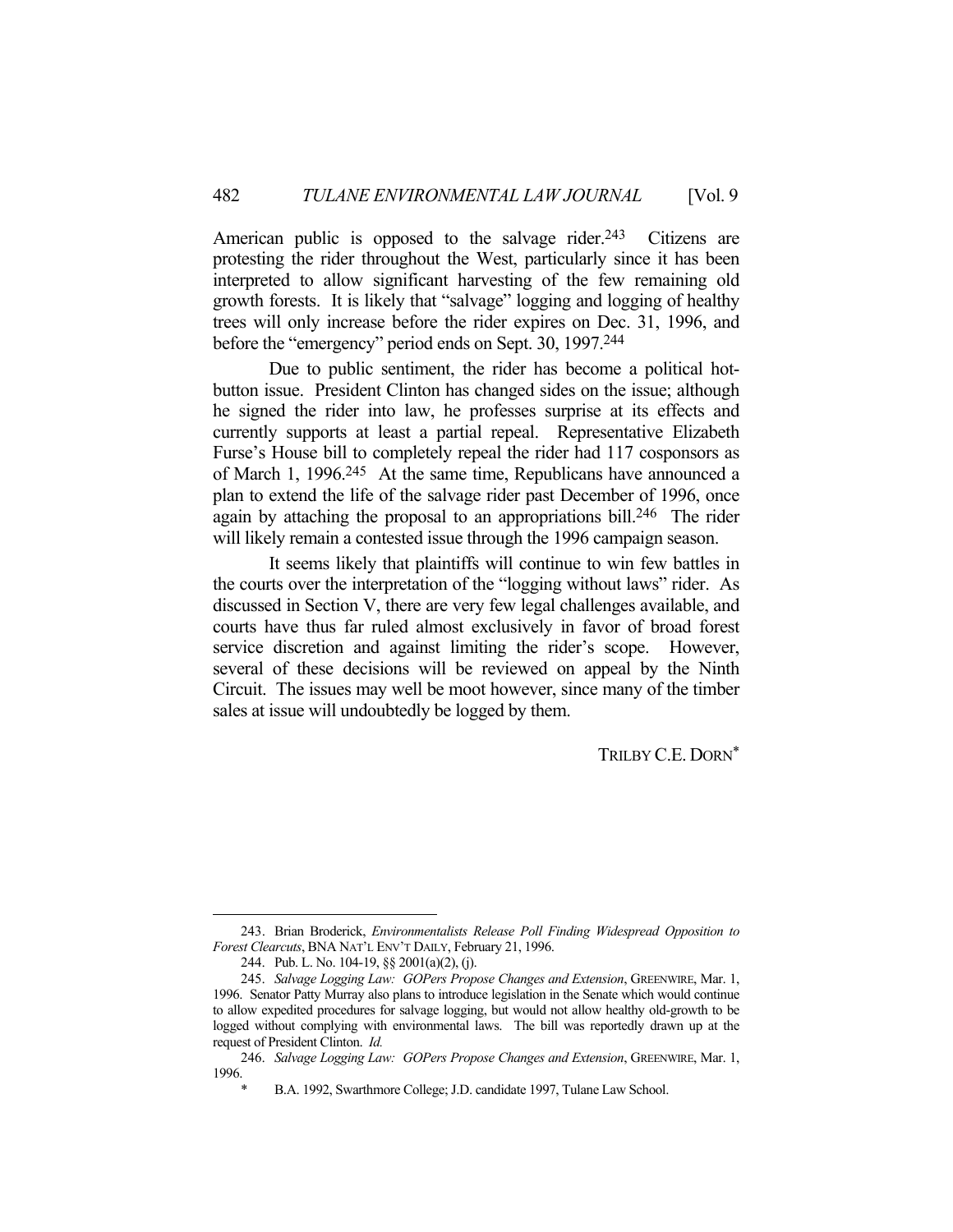American public is opposed to the salvage rider.[243] Citizens are protesting the rider throughout the West, particularly since it has been interpreted to allow significant harvesting of the few remaining old growth forests. It is likely that "salvage" logging and logging of healthy trees will only increase before the rider expires on Dec. 31, 1996, and before the "emergency" period ends on Sept. 30, 1997.[244]

Due to public sentiment, the rider has become a political hot-button issue. President Clinton has changed sides on the issue; although he signed the rider into law, he professes surprise at its effects and currently supports at least a partial repeal. Representative Elizabeth Furse's House bill to completely repeal the rider had 117 cosponsors as of March 1, 1996.[245] At the same time, Republicans have announced a plan to extend the life of the salvage rider past December of 1996, once again by attaching the proposal to an appropriations bill.[246] The rider will likely remain a contested issue through the 1996 campaign season.

It seems likely that plaintiffs will continue to win few battles in the courts over the interpretation of the "logging without laws" rider. As discussed in Section V, there are very few legal challenges available, and courts have thus far ruled almost exclusively in favor of broad forest service discretion and against limiting the rider's scope. However, several of these decisions will be reviewed on appeal by the Ninth Circuit. The issues may well be moot however, since many of the timber sales at issue will undoubtedly be logged by them.

TRILBY C.E. DORN*

---

243. Brian Broderick, *Environmentalists Release Poll Finding Widespread Opposition to Forest Clearcuts*, BNA NAT'L ENV'T DAILY, February 21, 1996.

244. Pub. L. No. 104-19, §§ 2001(a)(2), (j).

245. *Salvage Logging Law: GOPers Propose Changes and Extension*, GREENWIRE, Mar. 1, 1996. Senator Patty Murray also plans to introduce legislation in the Senate which would continue to allow expedited procedures for salvage logging, but would not allow healthy old-growth to be logged without complying with environmental laws. The bill was reportedly drawn up at the request of President Clinton. *Id.*

246. *Salvage Logging Law: GOPers Propose Changes and Extension*, GREENWIRE, Mar. 1, 1996.

\* B.A. 1992, Swarthmore College; J.D. candidate 1997, Tulane Law School.